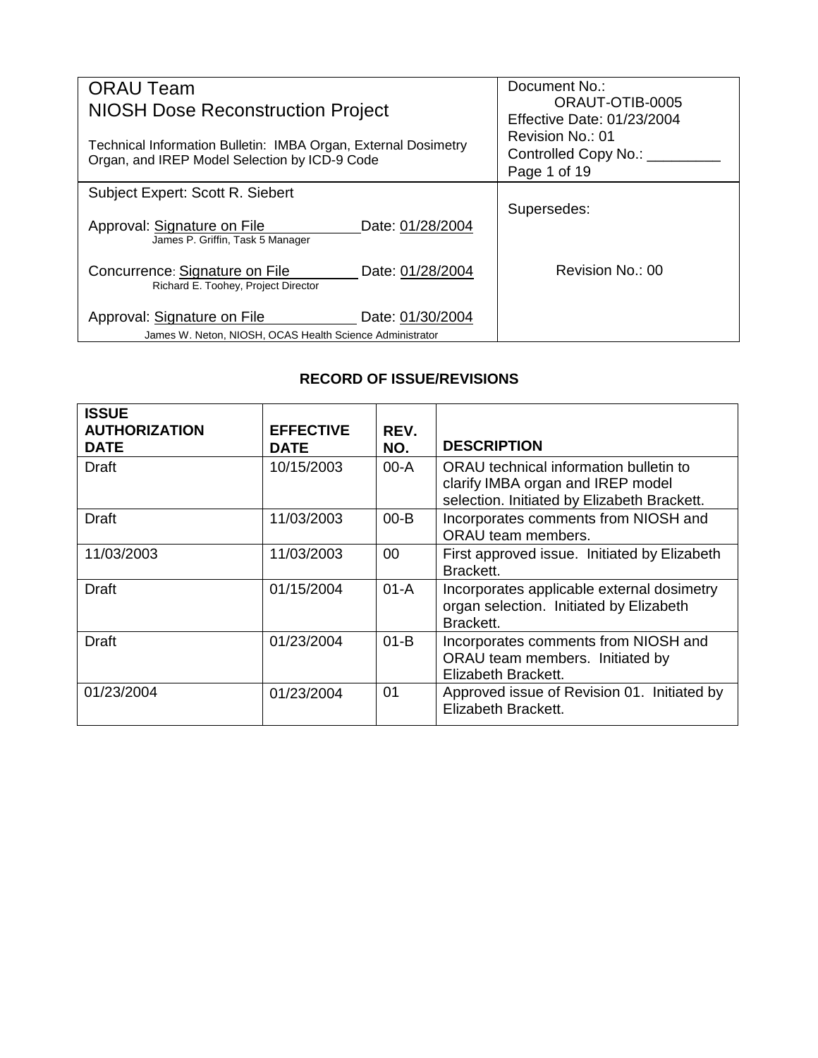| ORAU Team<br>NIOSH Dose Reconstruction Project<br><br>Technical Information Bulletin: IMBA Organ, External Dosimetry Organ, and IREP Model Selection by ICD-9 Code | Document No.: ORAUT-OTIB-0005<br>Effective Date: 01/23/2004<br>Revision No.: 01<br>Controlled Copy No.: _________<br>Page 1 of 19 |
|---|---|
| Subject Expert: Scott R. Siebert<br><br>Approval: Signature on File Date: 01/28/2004<br>James P. Griffin, Task 5 Manager<br><br>Concurrence: Signature on File Date: 01/28/2004<br>Richard E. Toohey, Project Director<br><br>Approval: Signature on File Date: 01/30/2004<br>James W. Neton, NIOSH, OCAS Health Science Administrator | Supersedes:<br><br>Revision No.: 00 |

## RECORD OF ISSUE/REVISIONS

| ISSUE AUTHORIZATION DATE | EFFECTIVE DATE | REV. NO. | DESCRIPTION |
|---|---|---|---|
| Draft | 10/15/2003 | 00-A | ORAU technical information bulletin to clarify IMBA organ and IREP model selection. Initiated by Elizabeth Brackett. |
| Draft | 11/03/2003 | 00-B | Incorporates comments from NIOSH and ORAU team members. |
| 11/03/2003 | 11/03/2003 | 00 | First approved issue. Initiated by Elizabeth Brackett. |
| Draft | 01/15/2004 | 01-A | Incorporates applicable external dosimetry organ selection. Initiated by Elizabeth Brackett. |
| Draft | 01/23/2004 | 01-B | Incorporates comments from NIOSH and ORAU team members. Initiated by Elizabeth Brackett. |
| 01/23/2004 | 01/23/2004 | 01 | Approved issue of Revision 01. Initiated by Elizabeth Brackett. |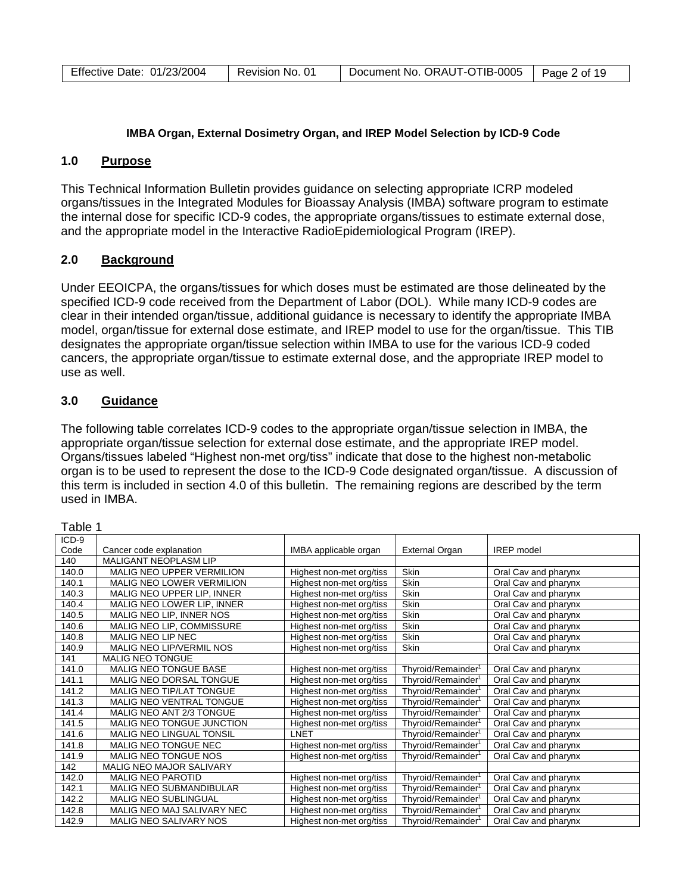**IMBA Organ, External Dosimetry Organ, and IREP Model Selection by ICD-9 Code**

## 1.0 Purpose

This Technical Information Bulletin provides guidance on selecting appropriate ICRP modeled organs/tissues in the Integrated Modules for Bioassay Analysis (IMBA) software program to estimate the internal dose for specific ICD-9 codes, the appropriate organs/tissues to estimate external dose, and the appropriate model in the Interactive RadioEpidemiological Program (IREP).

## 2.0 Background

Under EEOICPA, the organs/tissues for which doses must be estimated are those delineated by the specified ICD-9 code received from the Department of Labor (DOL). While many ICD-9 codes are clear in their intended organ/tissue, additional guidance is necessary to identify the appropriate IMBA model, organ/tissue for external dose estimate, and IREP model to use for the organ/tissue. This TIB designates the appropriate organ/tissue selection within IMBA to use for the various ICD-9 coded cancers, the appropriate organ/tissue to estimate external dose, and the appropriate IREP model to use as well.

## 3.0 Guidance

The following table correlates ICD-9 codes to the appropriate organ/tissue selection in IMBA, the appropriate organ/tissue selection for external dose estimate, and the appropriate IREP model. Organs/tissues labeled "Highest non-met org/tiss" indicate that dose to the highest non-metabolic organ is to be used to represent the dose to the ICD-9 Code designated organ/tissue. A discussion of this term is included in section 4.0 of this bulletin. The remaining regions are described by the term used in IMBA.

Table 1

| ICD-9 Code | Cancer code explanation | IMBA applicable organ | External Organ | IREP model |
|---|---|---|---|---|
| 140 | MALIGANT NEOPLASM LIP | | | |
| 140.0 | MALIG NEO UPPER VERMILION | Highest non-met org/tiss | Skin | Oral Cav and pharynx |
| 140.1 | MALIG NEO LOWER VERMILION | Highest non-met org/tiss | Skin | Oral Cav and pharynx |
| 140.3 | MALIG NEO UPPER LIP, INNER | Highest non-met org/tiss | Skin | Oral Cav and pharynx |
| 140.4 | MALIG NEO LOWER LIP, INNER | Highest non-met org/tiss | Skin | Oral Cav and pharynx |
| 140.5 | MALIG NEO LIP, INNER NOS | Highest non-met org/tiss | Skin | Oral Cav and pharynx |
| 140.6 | MALIG NEO LIP, COMMISSURE | Highest non-met org/tiss | Skin | Oral Cav and pharynx |
| 140.8 | MALIG NEO LIP NEC | Highest non-met org/tiss | Skin | Oral Cav and pharynx |
| 140.9 | MALIG NEO LIP/VERMIL NOS | Highest non-met org/tiss | Skin | Oral Cav and pharynx |
| 141 | MALIG NEO TONGUE | | | |
| 141.0 | MALIG NEO TONGUE BASE | Highest non-met org/tiss | Thyroid/Remainder[1] | Oral Cav and pharynx |
| 141.1 | MALIG NEO DORSAL TONGUE | Highest non-met org/tiss | Thyroid/Remainder[1] | Oral Cav and pharynx |
| 141.2 | MALIG NEO TIP/LAT TONGUE | Highest non-met org/tiss | Thyroid/Remainder[1] | Oral Cav and pharynx |
| 141.3 | MALIG NEO VENTRAL TONGUE | Highest non-met org/tiss | Thyroid/Remainder[1] | Oral Cav and pharynx |
| 141.4 | MALIG NEO ANT 2/3 TONGUE | Highest non-met org/tiss | Thyroid/Remainder[1] | Oral Cav and pharynx |
| 141.5 | MALIG NEO TONGUE JUNCTION | Highest non-met org/tiss | Thyroid/Remainder[1] | Oral Cav and pharynx |
| 141.6 | MALIG NEO LINGUAL TONSIL | LNET | Thyroid/Remainder[1] | Oral Cav and pharynx |
| 141.8 | MALIG NEO TONGUE NEC | Highest non-met org/tiss | Thyroid/Remainder[1] | Oral Cav and pharynx |
| 141.9 | MALIG NEO TONGUE NOS | Highest non-met org/tiss | Thyroid/Remainder[1] | Oral Cav and pharynx |
| 142 | MALIG NEO MAJOR SALIVARY | | | |
| 142.0 | MALIG NEO PAROTID | Highest non-met org/tiss | Thyroid/Remainder[1] | Oral Cav and pharynx |
| 142.1 | MALIG NEO SUBMANDIBULAR | Highest non-met org/tiss | Thyroid/Remainder[1] | Oral Cav and pharynx |
| 142.2 | MALIG NEO SUBLINGUAL | Highest non-met org/tiss | Thyroid/Remainder[1] | Oral Cav and pharynx |
| 142.8 | MALIG NEO MAJ SALIVARY NEC | Highest non-met org/tiss | Thyroid/Remainder[1] | Oral Cav and pharynx |
| 142.9 | MALIG NEO SALIVARY NOS | Highest non-met org/tiss | Thyroid/Remainder[1] | Oral Cav and pharynx |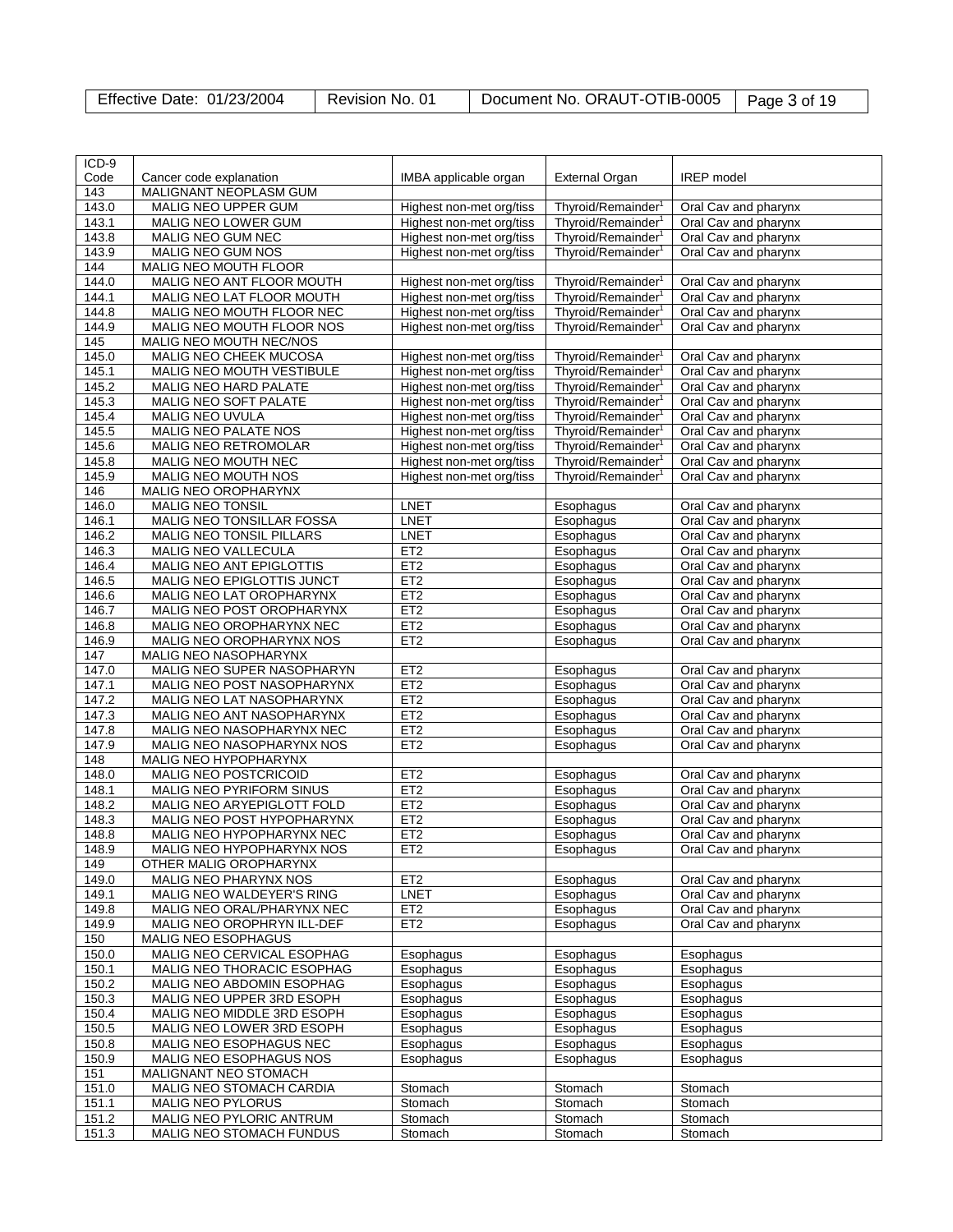| ICD-9 Code | Cancer code explanation | IMBA applicable organ | External Organ | IREP model |
|---|---|---|---|---|
| 143 | MALIGNANT NEOPLASM GUM | | | |
| 143.0 | MALIG NEO UPPER GUM | Highest non-met org/tiss | Thyroid/Remainder[1] | Oral Cav and pharynx |
| 143.1 | MALIG NEO LOWER GUM | Highest non-met org/tiss | Thyroid/Remainder[1] | Oral Cav and pharynx |
| 143.8 | MALIG NEO GUM NEC | Highest non-met org/tiss | Thyroid/Remainder[1] | Oral Cav and pharynx |
| 143.9 | MALIG NEO GUM NOS | Highest non-met org/tiss | Thyroid/Remainder[1] | Oral Cav and pharynx |
| 144 | MALIG NEO MOUTH FLOOR | | | |
| 144.0 | MALIG NEO ANT FLOOR MOUTH | Highest non-met org/tiss | Thyroid/Remainder[1] | Oral Cav and pharynx |
| 144.1 | MALIG NEO LAT FLOOR MOUTH | Highest non-met org/tiss | Thyroid/Remainder[1] | Oral Cav and pharynx |
| 144.8 | MALIG NEO MOUTH FLOOR NEC | Highest non-met org/tiss | Thyroid/Remainder[1] | Oral Cav and pharynx |
| 144.9 | MALIG NEO MOUTH FLOOR NOS | Highest non-met org/tiss | Thyroid/Remainder[1] | Oral Cav and pharynx |
| 145 | MALIG NEO MOUTH NEC/NOS | | | |
| 145.0 | MALIG NEO CHEEK MUCOSA | Highest non-met org/tiss | Thyroid/Remainder[1] | Oral Cav and pharynx |
| 145.1 | MALIG NEO MOUTH VESTIBULE | Highest non-met org/tiss | Thyroid/Remainder[1] | Oral Cav and pharynx |
| 145.2 | MALIG NEO HARD PALATE | Highest non-met org/tiss | Thyroid/Remainder[1] | Oral Cav and pharynx |
| 145.3 | MALIG NEO SOFT PALATE | Highest non-met org/tiss | Thyroid/Remainder[1] | Oral Cav and pharynx |
| 145.4 | MALIG NEO UVULA | Highest non-met org/tiss | Thyroid/Remainder[1] | Oral Cav and pharynx |
| 145.5 | MALIG NEO PALATE NOS | Highest non-met org/tiss | Thyroid/Remainder[1] | Oral Cav and pharynx |
| 145.6 | MALIG NEO RETROMOLAR | Highest non-met org/tiss | Thyroid/Remainder[1] | Oral Cav and pharynx |
| 145.8 | MALIG NEO MOUTH NEC | Highest non-met org/tiss | Thyroid/Remainder[1] | Oral Cav and pharynx |
| 145.9 | MALIG NEO MOUTH NOS | Highest non-met org/tiss | Thyroid/Remainder[1] | Oral Cav and pharynx |
| 146 | MALIG NEO OROPHARYNX | | | |
| 146.0 | MALIG NEO TONSIL | LNET | Esophagus | Oral Cav and pharynx |
| 146.1 | MALIG NEO TONSILLAR FOSSA | LNET | Esophagus | Oral Cav and pharynx |
| 146.2 | MALIG NEO TONSIL PILLARS | LNET | Esophagus | Oral Cav and pharynx |
| 146.3 | MALIG NEO VALLECULA | ET2 | Esophagus | Oral Cav and pharynx |
| 146.4 | MALIG NEO ANT EPIGLOTTIS | ET2 | Esophagus | Oral Cav and pharynx |
| 146.5 | MALIG NEO EPIGLOTTIS JUNCT | ET2 | Esophagus | Oral Cav and pharynx |
| 146.6 | MALIG NEO LAT OROPHARYNX | ET2 | Esophagus | Oral Cav and pharynx |
| 146.7 | MALIG NEO POST OROPHARYNX | ET2 | Esophagus | Oral Cav and pharynx |
| 146.8 | MALIG NEO OROPHARYNX NEC | ET2 | Esophagus | Oral Cav and pharynx |
| 146.9 | MALIG NEO OROPHARYNX NOS | ET2 | Esophagus | Oral Cav and pharynx |
| 147 | MALIG NEO NASOPHARYNX | | | |
| 147.0 | MALIG NEO SUPER NASOPHARYN | ET2 | Esophagus | Oral Cav and pharynx |
| 147.1 | MALIG NEO POST NASOPHARYNX | ET2 | Esophagus | Oral Cav and pharynx |
| 147.2 | MALIG NEO LAT NASOPHARYNX | ET2 | Esophagus | Oral Cav and pharynx |
| 147.3 | MALIG NEO ANT NASOPHARYNX | ET2 | Esophagus | Oral Cav and pharynx |
| 147.8 | MALIG NEO NASOPHARYNX NEC | ET2 | Esophagus | Oral Cav and pharynx |
| 147.9 | MALIG NEO NASOPHARYNX NOS | ET2 | Esophagus | Oral Cav and pharynx |
| 148 | MALIG NEO HYPOPHARYNX | | | |
| 148.0 | MALIG NEO POSTCRICOID | ET2 | Esophagus | Oral Cav and pharynx |
| 148.1 | MALIG NEO PYRIFORM SINUS | ET2 | Esophagus | Oral Cav and pharynx |
| 148.2 | MALIG NEO ARYEPIGLOTT FOLD | ET2 | Esophagus | Oral Cav and pharynx |
| 148.3 | MALIG NEO POST HYPOPHARYNX | ET2 | Esophagus | Oral Cav and pharynx |
| 148.8 | MALIG NEO HYPOPHARYNX NEC | ET2 | Esophagus | Oral Cav and pharynx |
| 148.9 | MALIG NEO HYPOPHARYNX NOS | ET2 | Esophagus | Oral Cav and pharynx |
| 149 | OTHER MALIG OROPHARYNX | | | |
| 149.0 | MALIG NEO PHARYNX NOS | ET2 | Esophagus | Oral Cav and pharynx |
| 149.1 | MALIG NEO WALDEYER'S RING | LNET | Esophagus | Oral Cav and pharynx |
| 149.8 | MALIG NEO ORAL/PHARYNX NEC | ET2 | Esophagus | Oral Cav and pharynx |
| 149.9 | MALIG NEO OROPHRYN ILL-DEF | ET2 | Esophagus | Oral Cav and pharynx |
| 150 | MALIG NEO ESOPHAGUS | | | |
| 150.0 | MALIG NEO CERVICAL ESOPHAG | Esophagus | Esophagus | Esophagus |
| 150.1 | MALIG NEO THORACIC ESOPHAG | Esophagus | Esophagus | Esophagus |
| 150.2 | MALIG NEO ABDOMIN ESOPHAG | Esophagus | Esophagus | Esophagus |
| 150.3 | MALIG NEO UPPER 3RD ESOPH | Esophagus | Esophagus | Esophagus |
| 150.4 | MALIG NEO MIDDLE 3RD ESOPH | Esophagus | Esophagus | Esophagus |
| 150.5 | MALIG NEO LOWER 3RD ESOPH | Esophagus | Esophagus | Esophagus |
| 150.8 | MALIG NEO ESOPHAGUS NEC | Esophagus | Esophagus | Esophagus |
| 150.9 | MALIG NEO ESOPHAGUS NOS | Esophagus | Esophagus | Esophagus |
| 151 | MALIGNANT NEO STOMACH | | | |
| 151.0 | MALIG NEO STOMACH CARDIA | Stomach | Stomach | Stomach |
| 151.1 | MALIG NEO PYLORUS | Stomach | Stomach | Stomach |
| 151.2 | MALIG NEO PYLORIC ANTRUM | Stomach | Stomach | Stomach |
| 151.3 | MALIG NEO STOMACH FUNDUS | Stomach | Stomach | Stomach |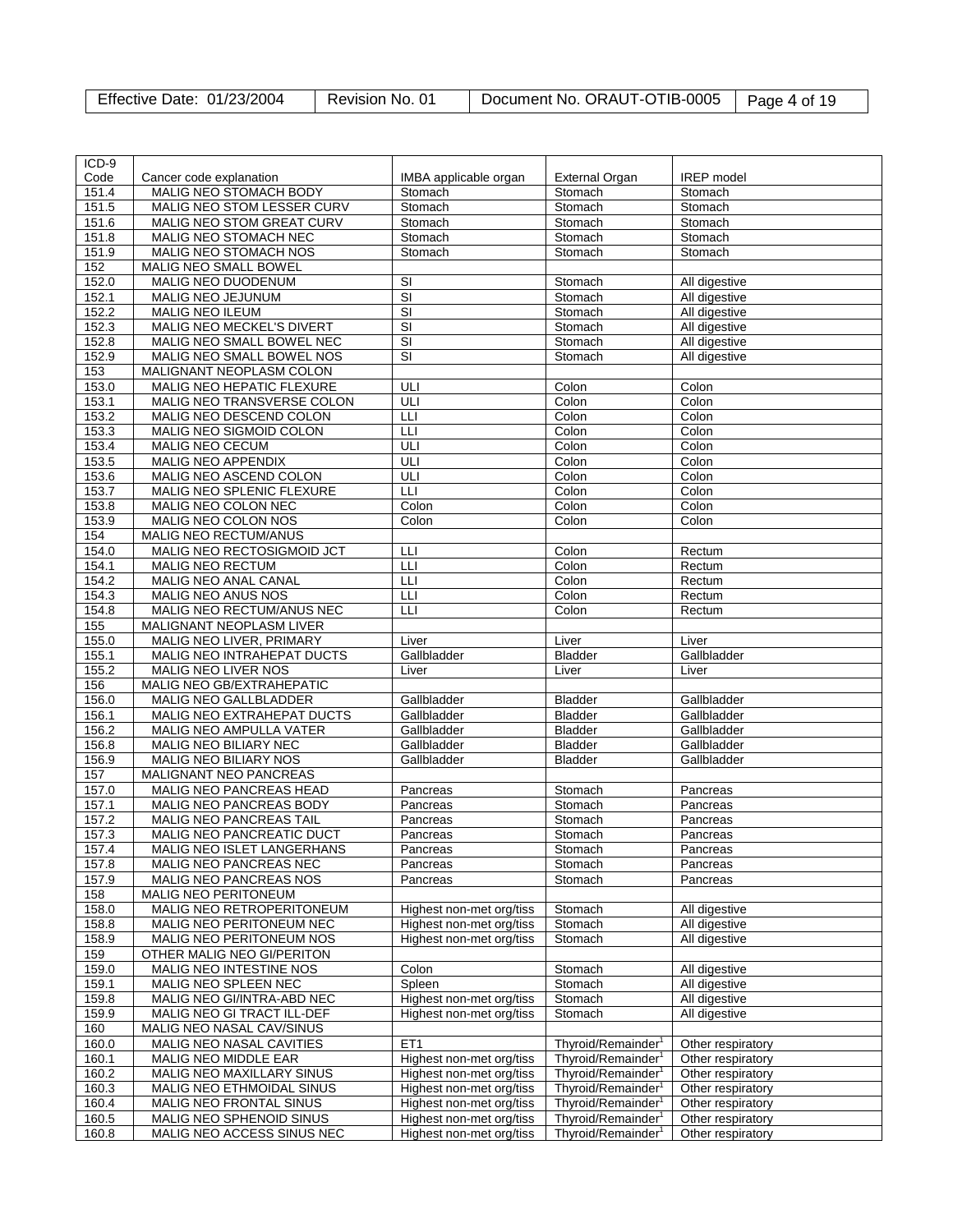| ICD-9 Code | Cancer code explanation | IMBA applicable organ | External Organ | IREP model |
|---|---|---|---|---|
| 151.4 | MALIG NEO STOMACH BODY | Stomach | Stomach | Stomach |
| 151.5 | MALIG NEO STOM LESSER CURV | Stomach | Stomach | Stomach |
| 151.6 | MALIG NEO STOM GREAT CURV | Stomach | Stomach | Stomach |
| 151.8 | MALIG NEO STOMACH NEC | Stomach | Stomach | Stomach |
| 151.9 | MALIG NEO STOMACH NOS | Stomach | Stomach | Stomach |
| 152 | MALIG NEO SMALL BOWEL | | | |
| 152.0 | MALIG NEO DUODENUM | SI | Stomach | All digestive |
| 152.1 | MALIG NEO JEJUNUM | SI | Stomach | All digestive |
| 152.2 | MALIG NEO ILEUM | SI | Stomach | All digestive |
| 152.3 | MALIG NEO MECKEL'S DIVERT | SI | Stomach | All digestive |
| 152.8 | MALIG NEO SMALL BOWEL NEC | SI | Stomach | All digestive |
| 152.9 | MALIG NEO SMALL BOWEL NOS | SI | Stomach | All digestive |
| 153 | MALIGNANT NEOPLASM COLON | | | |
| 153.0 | MALIG NEO HEPATIC FLEXURE | ULI | Colon | Colon |
| 153.1 | MALIG NEO TRANSVERSE COLON | ULI | Colon | Colon |
| 153.2 | MALIG NEO DESCEND COLON | LLI | Colon | Colon |
| 153.3 | MALIG NEO SIGMOID COLON | LLI | Colon | Colon |
| 153.4 | MALIG NEO CECUM | ULI | Colon | Colon |
| 153.5 | MALIG NEO APPENDIX | ULI | Colon | Colon |
| 153.6 | MALIG NEO ASCEND COLON | ULI | Colon | Colon |
| 153.7 | MALIG NEO SPLENIC FLEXURE | LLI | Colon | Colon |
| 153.8 | MALIG NEO COLON NEC | Colon | Colon | Colon |
| 153.9 | MALIG NEO COLON NOS | Colon | Colon | Colon |
| 154 | MALIG NEO RECTUM/ANUS | | | |
| 154.0 | MALIG NEO RECTOSIGMOID JCT | LLI | Colon | Rectum |
| 154.1 | MALIG NEO RECTUM | LLI | Colon | Rectum |
| 154.2 | MALIG NEO ANAL CANAL | LLI | Colon | Rectum |
| 154.3 | MALIG NEO ANUS NOS | LLI | Colon | Rectum |
| 154.8 | MALIG NEO RECTUM/ANUS NEC | LLI | Colon | Rectum |
| 155 | MALIGNANT NEOPLASM LIVER | | | |
| 155.0 | MALIG NEO LIVER, PRIMARY | Liver | Liver | Liver |
| 155.1 | MALIG NEO INTRAHEPAT DUCTS | Gallbladder | Bladder | Gallbladder |
| 155.2 | MALIG NEO LIVER NOS | Liver | Liver | Liver |
| 156 | MALIG NEO GB/EXTRAHEPATIC | | | |
| 156.0 | MALIG NEO GALLBLADDER | Gallbladder | Bladder | Gallbladder |
| 156.1 | MALIG NEO EXTRAHEPAT DUCTS | Gallbladder | Bladder | Gallbladder |
| 156.2 | MALIG NEO AMPULLA VATER | Gallbladder | Bladder | Gallbladder |
| 156.8 | MALIG NEO BILIARY NEC | Gallbladder | Bladder | Gallbladder |
| 156.9 | MALIG NEO BILIARY NOS | Gallbladder | Bladder | Gallbladder |
| 157 | MALIGNANT NEO PANCREAS | | | |
| 157.0 | MALIG NEO PANCREAS HEAD | Pancreas | Stomach | Pancreas |
| 157.1 | MALIG NEO PANCREAS BODY | Pancreas | Stomach | Pancreas |
| 157.2 | MALIG NEO PANCREAS TAIL | Pancreas | Stomach | Pancreas |
| 157.3 | MALIG NEO PANCREATIC DUCT | Pancreas | Stomach | Pancreas |
| 157.4 | MALIG NEO ISLET LANGERHANS | Pancreas | Stomach | Pancreas |
| 157.8 | MALIG NEO PANCREAS NEC | Pancreas | Stomach | Pancreas |
| 157.9 | MALIG NEO PANCREAS NOS | Pancreas | Stomach | Pancreas |
| 158 | MALIG NEO PERITONEUM | | | |
| 158.0 | MALIG NEO RETROPERITONEUM | Highest non-met org/tiss | Stomach | All digestive |
| 158.8 | MALIG NEO PERITONEUM NEC | Highest non-met org/tiss | Stomach | All digestive |
| 158.9 | MALIG NEO PERITONEUM NOS | Highest non-met org/tiss | Stomach | All digestive |
| 159 | OTHER MALIG NEO GI/PERITON | | | |
| 159.0 | MALIG NEO INTESTINE NOS | Colon | Stomach | All digestive |
| 159.1 | MALIG NEO SPLEEN NEC | Spleen | Stomach | All digestive |
| 159.8 | MALIG NEO GI/INTRA-ABD NEC | Highest non-met org/tiss | Stomach | All digestive |
| 159.9 | MALIG NEO GI TRACT ILL-DEF | Highest non-met org/tiss | Stomach | All digestive |
| 160 | MALIG NEO NASAL CAV/SINUS | | | |
| 160.0 | MALIG NEO NASAL CAVITIES | ET1 | Thyroid/Remainder[1] | Other respiratory |
| 160.1 | MALIG NEO MIDDLE EAR | Highest non-met org/tiss | Thyroid/Remainder[1] | Other respiratory |
| 160.2 | MALIG NEO MAXILLARY SINUS | Highest non-met org/tiss | Thyroid/Remainder[1] | Other respiratory |
| 160.3 | MALIG NEO ETHMOIDAL SINUS | Highest non-met org/tiss | Thyroid/Remainder[1] | Other respiratory |
| 160.4 | MALIG NEO FRONTAL SINUS | Highest non-met org/tiss | Thyroid/Remainder[1] | Other respiratory |
| 160.5 | MALIG NEO SPHENOID SINUS | Highest non-met org/tiss | Thyroid/Remainder[1] | Other respiratory |
| 160.8 | MALIG NEO ACCESS SINUS NEC | Highest non-met org/tiss | Thyroid/Remainder[1] | Other respiratory |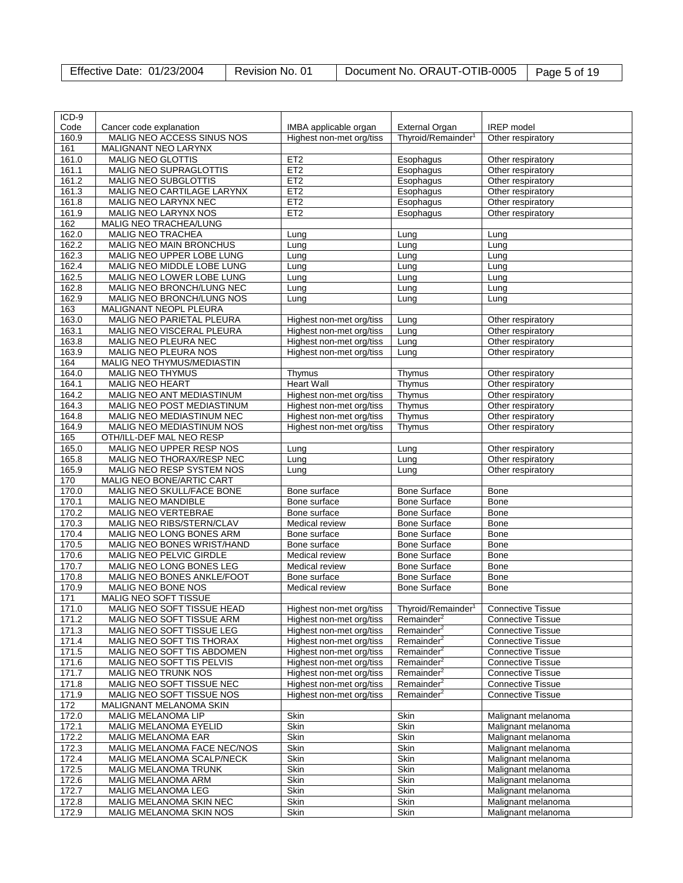| ICD-9 Code | Cancer code explanation | IMBA applicable organ | External Organ | IREP model |
|---|---|---|---|---|
| 160.9 | MALIG NEO ACCESS SINUS NOS | Highest non-met org/tiss | Thyroid/Remainder[1] | Other respiratory |
| 161 | MALIGNANT NEO LARYNX | | | |
| 161.0 | MALIG NEO GLOTTIS | ET2 | Esophagus | Other respiratory |
| 161.1 | MALIG NEO SUPRAGLOTTIS | ET2 | Esophagus | Other respiratory |
| 161.2 | MALIG NEO SUBGLOTTIS | ET2 | Esophagus | Other respiratory |
| 161.3 | MALIG NEO CARTILAGE LARYNX | ET2 | Esophagus | Other respiratory |
| 161.8 | MALIG NEO LARYNX NEC | ET2 | Esophagus | Other respiratory |
| 161.9 | MALIG NEO LARYNX NOS | ET2 | Esophagus | Other respiratory |
| 162 | MALIG NEO TRACHEA/LUNG | | | |
| 162.0 | MALIG NEO TRACHEA | Lung | Lung | Lung |
| 162.2 | MALIG NEO MAIN BRONCHUS | Lung | Lung | Lung |
| 162.3 | MALIG NEO UPPER LOBE LUNG | Lung | Lung | Lung |
| 162.4 | MALIG NEO MIDDLE LOBE LUNG | Lung | Lung | Lung |
| 162.5 | MALIG NEO LOWER LOBE LUNG | Lung | Lung | Lung |
| 162.8 | MALIG NEO BRONCH/LUNG NEC | Lung | Lung | Lung |
| 162.9 | MALIG NEO BRONCH/LUNG NOS | Lung | Lung | Lung |
| 163 | MALIGNANT NEOPL PLEURA | | | |
| 163.0 | MALIG NEO PARIETAL PLEURA | Highest non-met org/tiss | Lung | Other respiratory |
| 163.1 | MALIG NEO VISCERAL PLEURA | Highest non-met org/tiss | Lung | Other respiratory |
| 163.8 | MALIG NEO PLEURA NEC | Highest non-met org/tiss | Lung | Other respiratory |
| 163.9 | MALIG NEO PLEURA NOS | Highest non-met org/tiss | Lung | Other respiratory |
| 164 | MALIG NEO THYMUS/MEDIASTIN | | | |
| 164.0 | MALIG NEO THYMUS | Thymus | Thymus | Other respiratory |
| 164.1 | MALIG NEO HEART | Heart Wall | Thymus | Other respiratory |
| 164.2 | MALIG NEO ANT MEDIASTINUM | Highest non-met org/tiss | Thymus | Other respiratory |
| 164.3 | MALIG NEO POST MEDIASTINUM | Highest non-met org/tiss | Thymus | Other respiratory |
| 164.8 | MALIG NEO MEDIASTINUM NEC | Highest non-met org/tiss | Thymus | Other respiratory |
| 164.9 | MALIG NEO MEDIASTINUM NOS | Highest non-met org/tiss | Thymus | Other respiratory |
| 165 | OTH/ILL-DEF MAL NEO RESP | | | |
| 165.0 | MALIG NEO UPPER RESP NOS | Lung | Lung | Other respiratory |
| 165.8 | MALIG NEO THORAX/RESP NEC | Lung | Lung | Other respiratory |
| 165.9 | MALIG NEO RESP SYSTEM NOS | Lung | Lung | Other respiratory |
| 170 | MALIG NEO BONE/ARTIC CART | | | |
| 170.0 | MALIG NEO SKULL/FACE BONE | Bone surface | Bone Surface | Bone |
| 170.1 | MALIG NEO MANDIBLE | Bone surface | Bone Surface | Bone |
| 170.2 | MALIG NEO VERTEBRAE | Bone surface | Bone Surface | Bone |
| 170.3 | MALIG NEO RIBS/STERN/CLAV | Medical review | Bone Surface | Bone |
| 170.4 | MALIG NEO LONG BONES ARM | Bone surface | Bone Surface | Bone |
| 170.5 | MALIG NEO BONES WRIST/HAND | Bone surface | Bone Surface | Bone |
| 170.6 | MALIG NEO PELVIC GIRDLE | Medical review | Bone Surface | Bone |
| 170.7 | MALIG NEO LONG BONES LEG | Medical review | Bone Surface | Bone |
| 170.8 | MALIG NEO BONES ANKLE/FOOT | Bone surface | Bone Surface | Bone |
| 170.9 | MALIG NEO BONE NOS | Medical review | Bone Surface | Bone |
| 171 | MALIG NEO SOFT TISSUE | | | |
| 171.0 | MALIG NEO SOFT TISSUE HEAD | Highest non-met org/tiss | Thyroid/Remainder[1] | Connective Tissue |
| 171.2 | MALIG NEO SOFT TISSUE ARM | Highest non-met org/tiss | Remainder[2] | Connective Tissue |
| 171.3 | MALIG NEO SOFT TISSUE LEG | Highest non-met org/tiss | Remainder[2] | Connective Tissue |
| 171.4 | MALIG NEO SOFT TIS THORAX | Highest non-met org/tiss | Remainder[2] | Connective Tissue |
| 171.5 | MALIG NEO SOFT TIS ABDOMEN | Highest non-met org/tiss | Remainder[2] | Connective Tissue |
| 171.6 | MALIG NEO SOFT TIS PELVIS | Highest non-met org/tiss | Remainder[2] | Connective Tissue |
| 171.7 | MALIG NEO TRUNK NOS | Highest non-met org/tiss | Remainder[2] | Connective Tissue |
| 171.8 | MALIG NEO SOFT TISSUE NEC | Highest non-met org/tiss | Remainder[2] | Connective Tissue |
| 171.9 | MALIG NEO SOFT TISSUE NOS | Highest non-met org/tiss | Remainder[2] | Connective Tissue |
| 172 | MALIGNANT MELANOMA SKIN | | | |
| 172.0 | MALIG MELANOMA LIP | Skin | Skin | Malignant melanoma |
| 172.1 | MALIG MELANOMA EYELID | Skin | Skin | Malignant melanoma |
| 172.2 | MALIG MELANOMA EAR | Skin | Skin | Malignant melanoma |
| 172.3 | MALIG MELANOMA FACE NEC/NOS | Skin | Skin | Malignant melanoma |
| 172.4 | MALIG MELANOMA SCALP/NECK | Skin | Skin | Malignant melanoma |
| 172.5 | MALIG MELANOMA TRUNK | Skin | Skin | Malignant melanoma |
| 172.6 | MALIG MELANOMA ARM | Skin | Skin | Malignant melanoma |
| 172.7 | MALIG MELANOMA LEG | Skin | Skin | Malignant melanoma |
| 172.8 | MALIG MELANOMA SKIN NEC | Skin | Skin | Malignant melanoma |
| 172.9 | MALIG MELANOMA SKIN NOS | Skin | Skin | Malignant melanoma |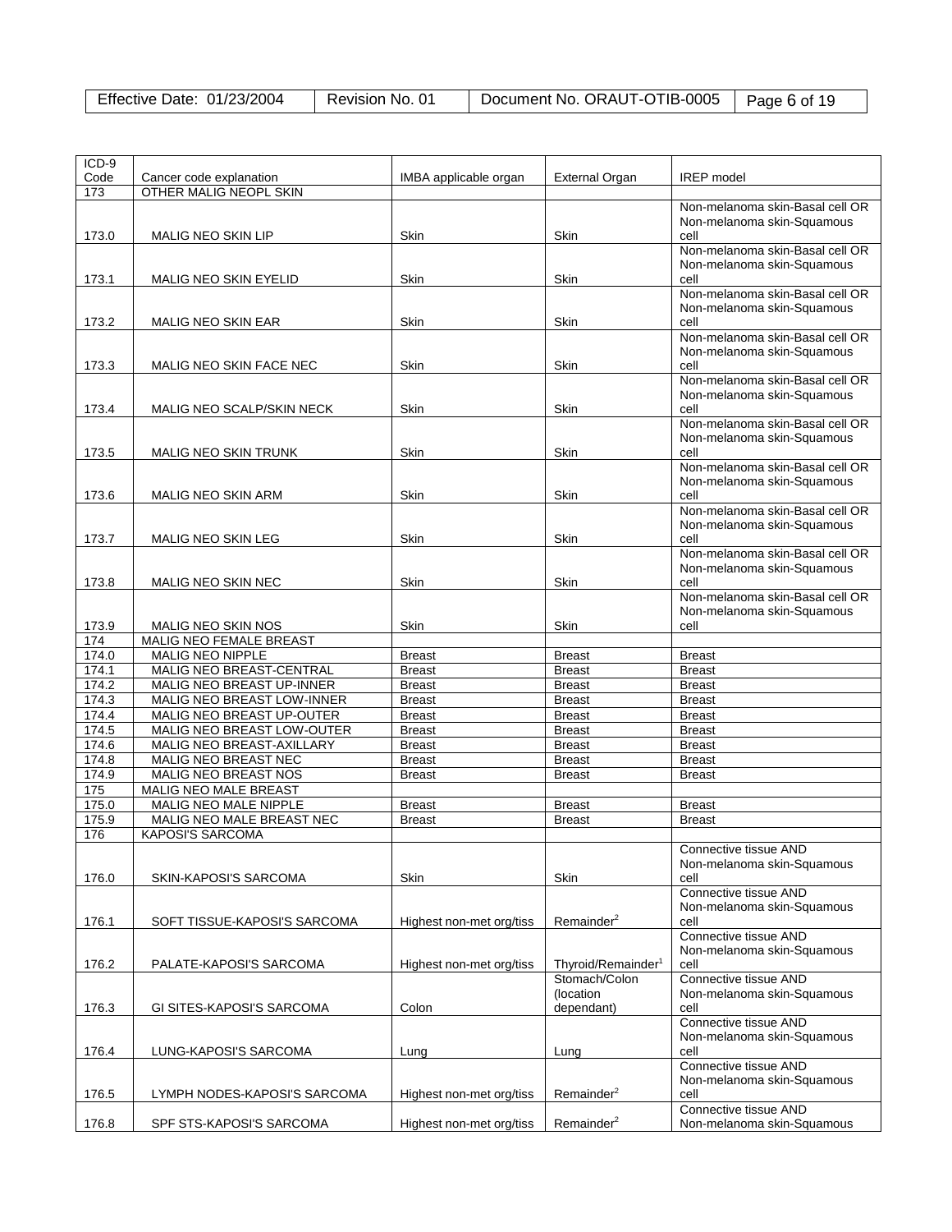| ICD-9 Code | Cancer code explanation | IMBA applicable organ | External Organ | IREP model |
|---|---|---|---|---|
| 173 | OTHER MALIG NEOPL SKIN | | | |
| 173.0 | MALIG NEO SKIN LIP | Skin | Skin | Non-melanoma skin-Basal cell OR Non-melanoma skin-Squamous cell |
| 173.1 | MALIG NEO SKIN EYELID | Skin | Skin | Non-melanoma skin-Basal cell OR Non-melanoma skin-Squamous cell |
| 173.2 | MALIG NEO SKIN EAR | Skin | Skin | Non-melanoma skin-Basal cell OR Non-melanoma skin-Squamous cell |
| 173.3 | MALIG NEO SKIN FACE NEC | Skin | Skin | Non-melanoma skin-Basal cell OR Non-melanoma skin-Squamous cell |
| 173.4 | MALIG NEO SCALP/SKIN NECK | Skin | Skin | Non-melanoma skin-Basal cell OR Non-melanoma skin-Squamous cell |
| 173.5 | MALIG NEO SKIN TRUNK | Skin | Skin | Non-melanoma skin-Basal cell OR Non-melanoma skin-Squamous cell |
| 173.6 | MALIG NEO SKIN ARM | Skin | Skin | Non-melanoma skin-Basal cell OR Non-melanoma skin-Squamous cell |
| 173.7 | MALIG NEO SKIN LEG | Skin | Skin | Non-melanoma skin-Basal cell OR Non-melanoma skin-Squamous cell |
| 173.8 | MALIG NEO SKIN NEC | Skin | Skin | Non-melanoma skin-Basal cell OR Non-melanoma skin-Squamous cell |
| 173.9 | MALIG NEO SKIN NOS | Skin | Skin | Non-melanoma skin-Basal cell OR Non-melanoma skin-Squamous cell |
| 174 | MALIG NEO FEMALE BREAST | | | |
| 174.0 | MALIG NEO NIPPLE | Breast | Breast | Breast |
| 174.1 | MALIG NEO BREAST-CENTRAL | Breast | Breast | Breast |
| 174.2 | MALIG NEO BREAST UP-INNER | Breast | Breast | Breast |
| 174.3 | MALIG NEO BREAST LOW-INNER | Breast | Breast | Breast |
| 174.4 | MALIG NEO BREAST UP-OUTER | Breast | Breast | Breast |
| 174.5 | MALIG NEO BREAST LOW-OUTER | Breast | Breast | Breast |
| 174.6 | MALIG NEO BREAST-AXILLARY | Breast | Breast | Breast |
| 174.8 | MALIG NEO BREAST NEC | Breast | Breast | Breast |
| 174.9 | MALIG NEO BREAST NOS | Breast | Breast | Breast |
| 175 | MALIG NEO MALE BREAST | | | |
| 175.0 | MALIG NEO MALE NIPPLE | Breast | Breast | Breast |
| 175.9 | MALIG NEO MALE BREAST NEC | Breast | Breast | Breast |
| 176 | KAPOSI'S SARCOMA | | | |
| 176.0 | SKIN-KAPOSI'S SARCOMA | Skin | Skin | Connective tissue AND Non-melanoma skin-Squamous cell |
| 176.1 | SOFT TISSUE-KAPOSI'S SARCOMA | Highest non-met org/tiss | Remainder[2] | Connective tissue AND Non-melanoma skin-Squamous cell |
| 176.2 | PALATE-KAPOSI'S SARCOMA | Highest non-met org/tiss | Thyroid/Remainder[1] | Connective tissue AND Non-melanoma skin-Squamous cell |
| 176.3 | GI SITES-KAPOSI'S SARCOMA | Colon | Stomach/Colon (location dependant) | Connective tissue AND Non-melanoma skin-Squamous cell |
| 176.4 | LUNG-KAPOSI'S SARCOMA | Lung | Lung | Connective tissue AND Non-melanoma skin-Squamous cell |
| 176.5 | LYMPH NODES-KAPOSI'S SARCOMA | Highest non-met org/tiss | Remainder[2] | Connective tissue AND Non-melanoma skin-Squamous cell |
| 176.8 | SPF STS-KAPOSI'S SARCOMA | Highest non-met org/tiss | Remainder[2] | Connective tissue AND Non-melanoma skin-Squamous |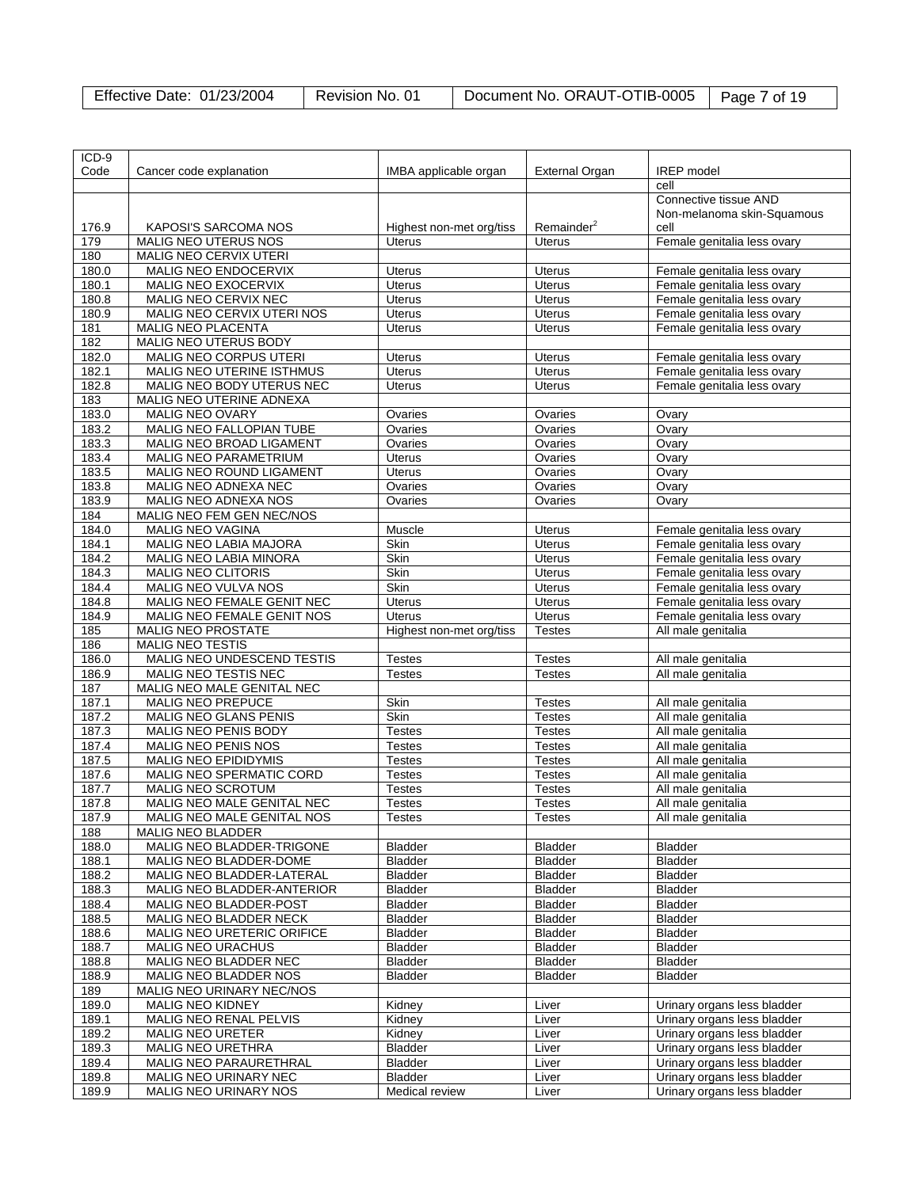| ICD-9 Code | Cancer code explanation | IMBA applicable organ | External Organ | IREP model |
|---|---|---|---|---|
| | | | | cell |
| 176.9 | KAPOSI'S SARCOMA NOS | Highest non-met org/tiss | Remainder[2] | Connective tissue AND Non-melanoma skin-Squamous cell |
| 179 | MALIG NEO UTERUS NOS | Uterus | Uterus | Female genitalia less ovary |
| 180 | MALIG NEO CERVIX UTERI | | | |
| 180.0 | MALIG NEO ENDOCERVIX | Uterus | Uterus | Female genitalia less ovary |
| 180.1 | MALIG NEO EXOCERVIX | Uterus | Uterus | Female genitalia less ovary |
| 180.8 | MALIG NEO CERVIX NEC | Uterus | Uterus | Female genitalia less ovary |
| 180.9 | MALIG NEO CERVIX UTERI NOS | Uterus | Uterus | Female genitalia less ovary |
| 181 | MALIG NEO PLACENTA | Uterus | Uterus | Female genitalia less ovary |
| 182 | MALIG NEO UTERUS BODY | | | |
| 182.0 | MALIG NEO CORPUS UTERI | Uterus | Uterus | Female genitalia less ovary |
| 182.1 | MALIG NEO UTERINE ISTHMUS | Uterus | Uterus | Female genitalia less ovary |
| 182.8 | MALIG NEO BODY UTERUS NEC | Uterus | Uterus | Female genitalia less ovary |
| 183 | MALIG NEO UTERINE ADNEXA | | | |
| 183.0 | MALIG NEO OVARY | Ovaries | Ovaries | Ovary |
| 183.2 | MALIG NEO FALLOPIAN TUBE | Ovaries | Ovaries | Ovary |
| 183.3 | MALIG NEO BROAD LIGAMENT | Ovaries | Ovaries | Ovary |
| 183.4 | MALIG NEO PARAMETRIUM | Uterus | Ovaries | Ovary |
| 183.5 | MALIG NEO ROUND LIGAMENT | Uterus | Ovaries | Ovary |
| 183.8 | MALIG NEO ADNEXA NEC | Ovaries | Ovaries | Ovary |
| 183.9 | MALIG NEO ADNEXA NOS | Ovaries | Ovaries | Ovary |
| 184 | MALIG NEO FEM GEN NEC/NOS | | | |
| 184.0 | MALIG NEO VAGINA | Muscle | Uterus | Female genitalia less ovary |
| 184.1 | MALIG NEO LABIA MAJORA | Skin | Uterus | Female genitalia less ovary |
| 184.2 | MALIG NEO LABIA MINORA | Skin | Uterus | Female genitalia less ovary |
| 184.3 | MALIG NEO CLITORIS | Skin | Uterus | Female genitalia less ovary |
| 184.4 | MALIG NEO VULVA NOS | Skin | Uterus | Female genitalia less ovary |
| 184.8 | MALIG NEO FEMALE GENIT NEC | Uterus | Uterus | Female genitalia less ovary |
| 184.9 | MALIG NEO FEMALE GENIT NOS | Uterus | Uterus | Female genitalia less ovary |
| 185 | MALIG NEO PROSTATE | Highest non-met org/tiss | Testes | All male genitalia |
| 186 | MALIG NEO TESTIS | | | |
| 186.0 | MALIG NEO UNDESCEND TESTIS | Testes | Testes | All male genitalia |
| 186.9 | MALIG NEO TESTIS NEC | Testes | Testes | All male genitalia |
| 187 | MALIG NEO MALE GENITAL NEC | | | |
| 187.1 | MALIG NEO PREPUCE | Skin | Testes | All male genitalia |
| 187.2 | MALIG NEO GLANS PENIS | Skin | Testes | All male genitalia |
| 187.3 | MALIG NEO PENIS BODY | Testes | Testes | All male genitalia |
| 187.4 | MALIG NEO PENIS NOS | Testes | Testes | All male genitalia |
| 187.5 | MALIG NEO EPIDIDYMIS | Testes | Testes | All male genitalia |
| 187.6 | MALIG NEO SPERMATIC CORD | Testes | Testes | All male genitalia |
| 187.7 | MALIG NEO SCROTUM | Testes | Testes | All male genitalia |
| 187.8 | MALIG NEO MALE GENITAL NEC | Testes | Testes | All male genitalia |
| 187.9 | MALIG NEO MALE GENITAL NOS | Testes | Testes | All male genitalia |
| 188 | MALIG NEO BLADDER | | | |
| 188.0 | MALIG NEO BLADDER-TRIGONE | Bladder | Bladder | Bladder |
| 188.1 | MALIG NEO BLADDER-DOME | Bladder | Bladder | Bladder |
| 188.2 | MALIG NEO BLADDER-LATERAL | Bladder | Bladder | Bladder |
| 188.3 | MALIG NEO BLADDER-ANTERIOR | Bladder | Bladder | Bladder |
| 188.4 | MALIG NEO BLADDER-POST | Bladder | Bladder | Bladder |
| 188.5 | MALIG NEO BLADDER NECK | Bladder | Bladder | Bladder |
| 188.6 | MALIG NEO URETERIC ORIFICE | Bladder | Bladder | Bladder |
| 188.7 | MALIG NEO URACHUS | Bladder | Bladder | Bladder |
| 188.8 | MALIG NEO BLADDER NEC | Bladder | Bladder | Bladder |
| 188.9 | MALIG NEO BLADDER NOS | Bladder | Bladder | Bladder |
| 189 | MALIG NEO URINARY NEC/NOS | | | |
| 189.0 | MALIG NEO KIDNEY | Kidney | Liver | Urinary organs less bladder |
| 189.1 | MALIG NEO RENAL PELVIS | Kidney | Liver | Urinary organs less bladder |
| 189.2 | MALIG NEO URETER | Kidney | Liver | Urinary organs less bladder |
| 189.3 | MALIG NEO URETHRA | Bladder | Liver | Urinary organs less bladder |
| 189.4 | MALIG NEO PARAURETHRAL | Bladder | Liver | Urinary organs less bladder |
| 189.8 | MALIG NEO URINARY NEC | Bladder | Liver | Urinary organs less bladder |
| 189.9 | MALIG NEO URINARY NOS | Medical review | Liver | Urinary organs less bladder |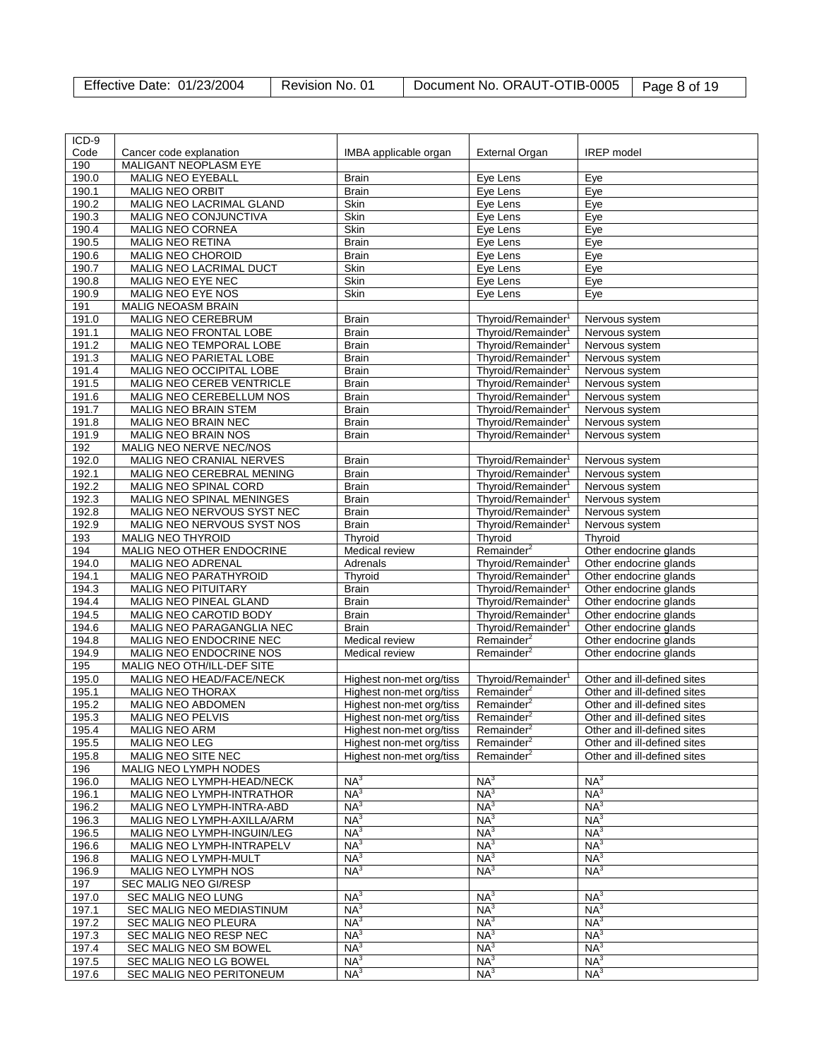| ICD-9 Code | Cancer code explanation | IMBA applicable organ | External Organ | IREP model |
|---|---|---|---|---|
| 190 | MALIGANT NEOPLASM EYE | | | |
| 190.0 | MALIG NEO EYEBALL | Brain | Eye Lens | Eye |
| 190.1 | MALIG NEO ORBIT | Brain | Eye Lens | Eye |
| 190.2 | MALIG NEO LACRIMAL GLAND | Skin | Eye Lens | Eye |
| 190.3 | MALIG NEO CONJUNCTIVA | Skin | Eye Lens | Eye |
| 190.4 | MALIG NEO CORNEA | Skin | Eye Lens | Eye |
| 190.5 | MALIG NEO RETINA | Brain | Eye Lens | Eye |
| 190.6 | MALIG NEO CHOROID | Brain | Eye Lens | Eye |
| 190.7 | MALIG NEO LACRIMAL DUCT | Skin | Eye Lens | Eye |
| 190.8 | MALIG NEO EYE NEC | Skin | Eye Lens | Eye |
| 190.9 | MALIG NEO EYE NOS | Skin | Eye Lens | Eye |
| 191 | MALIG NEOASM BRAIN | | | |
| 191.0 | MALIG NEO CEREBRUM | Brain | Thyroid/Remainder[1] | Nervous system |
| 191.1 | MALIG NEO FRONTAL LOBE | Brain | Thyroid/Remainder[1] | Nervous system |
| 191.2 | MALIG NEO TEMPORAL LOBE | Brain | Thyroid/Remainder[1] | Nervous system |
| 191.3 | MALIG NEO PARIETAL LOBE | Brain | Thyroid/Remainder[1] | Nervous system |
| 191.4 | MALIG NEO OCCIPITAL LOBE | Brain | Thyroid/Remainder[1] | Nervous system |
| 191.5 | MALIG NEO CEREB VENTRICLE | Brain | Thyroid/Remainder[1] | Nervous system |
| 191.6 | MALIG NEO CEREBELLUM NOS | Brain | Thyroid/Remainder[1] | Nervous system |
| 191.7 | MALIG NEO BRAIN STEM | Brain | Thyroid/Remainder[1] | Nervous system |
| 191.8 | MALIG NEO BRAIN NEC | Brain | Thyroid/Remainder[1] | Nervous system |
| 191.9 | MALIG NEO BRAIN NOS | Brain | Thyroid/Remainder[1] | Nervous system |
| 192 | MALIG NEO NERVE NEC/NOS | | | |
| 192.0 | MALIG NEO CRANIAL NERVES | Brain | Thyroid/Remainder[1] | Nervous system |
| 192.1 | MALIG NEO CEREBRAL MENING | Brain | Thyroid/Remainder[1] | Nervous system |
| 192.2 | MALIG NEO SPINAL CORD | Brain | Thyroid/Remainder[1] | Nervous system |
| 192.3 | MALIG NEO SPINAL MENINGES | Brain | Thyroid/Remainder[1] | Nervous system |
| 192.8 | MALIG NEO NERVOUS SYST NEC | Brain | Thyroid/Remainder[1] | Nervous system |
| 192.9 | MALIG NEO NERVOUS SYST NOS | Brain | Thyroid/Remainder[1] | Nervous system |
| 193 | MALIG NEO THYROID | Thyroid | Thyroid | Thyroid |
| 194 | MALIG NEO OTHER ENDOCRINE | Medical review | Remainder[2] | Other endocrine glands |
| 194.0 | MALIG NEO ADRENAL | Adrenals | Thyroid/Remainder[1] | Other endocrine glands |
| 194.1 | MALIG NEO PARATHYROID | Thyroid | Thyroid/Remainder[1] | Other endocrine glands |
| 194.3 | MALIG NEO PITUITARY | Brain | Thyroid/Remainder[1] | Other endocrine glands |
| 194.4 | MALIG NEO PINEAL GLAND | Brain | Thyroid/Remainder[1] | Other endocrine glands |
| 194.5 | MALIG NEO CAROTID BODY | Brain | Thyroid/Remainder[1] | Other endocrine glands |
| 194.6 | MALIG NEO PARAGANGLIA NEC | Brain | Thyroid/Remainder[1] | Other endocrine glands |
| 194.8 | MALIG NEO ENDOCRINE NEC | Medical review | Remainder[2] | Other endocrine glands |
| 194.9 | MALIG NEO ENDOCRINE NOS | Medical review | Remainder[2] | Other endocrine glands |
| 195 | MALIG NEO OTH/ILL-DEF SITE | | | |
| 195.0 | MALIG NEO HEAD/FACE/NECK | Highest non-met org/tiss | Thyroid/Remainder[1] | Other and ill-defined sites |
| 195.1 | MALIG NEO THORAX | Highest non-met org/tiss | Remainder[2] | Other and ill-defined sites |
| 195.2 | MALIG NEO ABDOMEN | Highest non-met org/tiss | Remainder[2] | Other and ill-defined sites |
| 195.3 | MALIG NEO PELVIS | Highest non-met org/tiss | Remainder[2] | Other and ill-defined sites |
| 195.4 | MALIG NEO ARM | Highest non-met org/tiss | Remainder[2] | Other and ill-defined sites |
| 195.5 | MALIG NEO LEG | Highest non-met org/tiss | Remainder[2] | Other and ill-defined sites |
| 195.8 | MALIG NEO SITE NEC | Highest non-met org/tiss | Remainder[2] | Other and ill-defined sites |
| 196 | MALIG NEO LYMPH NODES | | | |
| 196.0 | MALIG NEO LYMPH-HEAD/NECK | NA[3] | NA[3] | NA[3] |
| 196.1 | MALIG NEO LYMPH-INTRATHOR | NA[3] | NA[3] | NA[3] |
| 196.2 | MALIG NEO LYMPH-INTRA-ABD | NA[3] | NA[3] | NA[3] |
| 196.3 | MALIG NEO LYMPH-AXILLA/ARM | NA[3] | NA[3] | NA[3] |
| 196.5 | MALIG NEO LYMPH-INGUIN/LEG | NA[3] | NA[3] | NA[3] |
| 196.6 | MALIG NEO LYMPH-INTRAPELV | NA[3] | NA[3] | NA[3] |
| 196.8 | MALIG NEO LYMPH-MULT | NA[3] | NA[3] | NA[3] |
| 196.9 | MALIG NEO LYMPH NOS | NA[3] | NA[3] | NA[3] |
| 197 | SEC MALIG NEO GI/RESP | | | |
| 197.0 | SEC MALIG NEO LUNG | NA[3] | NA[3] | NA[3] |
| 197.1 | SEC MALIG NEO MEDIASTINUM | NA[3] | NA[3] | NA[3] |
| 197.2 | SEC MALIG NEO PLEURA | NA[3] | NA[3] | NA[3] |
| 197.3 | SEC MALIG NEO RESP NEC | NA[3] | NA[3] | NA[3] |
| 197.4 | SEC MALIG NEO SM BOWEL | NA[3] | NA[3] | NA[3] |
| 197.5 | SEC MALIG NEO LG BOWEL | NA[3] | NA[3] | NA[3] |
| 197.6 | SEC MALIG NEO PERITONEUM | NA[3] | NA[3] | NA[3] |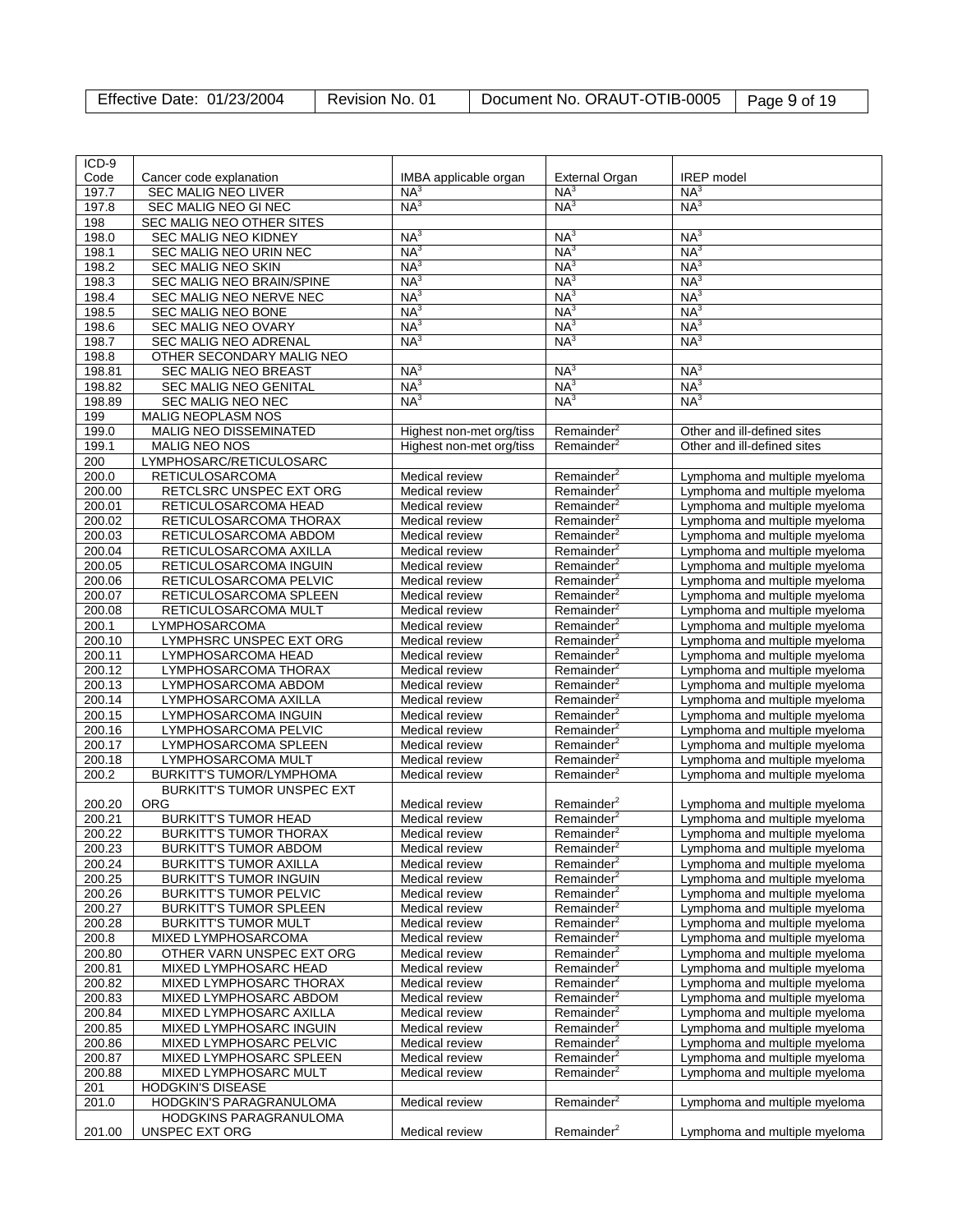| ICD-9 Code | Cancer code explanation | IMBA applicable organ | External Organ | IREP model |
|---|---|---|---|---|
| 197.7 | SEC MALIG NEO LIVER | NA[3] | NA[3] | NA[3] |
| 197.8 | SEC MALIG NEO GI NEC | NA[3] | NA[3] | NA[3] |
| 198 | SEC MALIG NEO OTHER SITES | | | |
| 198.0 | SEC MALIG NEO KIDNEY | NA[3] | NA[3] | NA[3] |
| 198.1 | SEC MALIG NEO URIN NEC | NA[3] | NA[3] | NA[3] |
| 198.2 | SEC MALIG NEO SKIN | NA[3] | NA[3] | NA[3] |
| 198.3 | SEC MALIG NEO BRAIN/SPINE | NA[3] | NA[3] | NA[3] |
| 198.4 | SEC MALIG NEO NERVE NEC | NA[3] | NA[3] | NA[3] |
| 198.5 | SEC MALIG NEO BONE | NA[3] | NA[3] | NA[3] |
| 198.6 | SEC MALIG NEO OVARY | NA[3] | NA[3] | NA[3] |
| 198.7 | SEC MALIG NEO ADRENAL | NA[3] | NA[3] | NA[3] |
| 198.8 | OTHER SECONDARY MALIG NEO | | | |
| 198.81 | SEC MALIG NEO BREAST | NA[3] | NA[3] | NA[3] |
| 198.82 | SEC MALIG NEO GENITAL | NA[3] | NA[3] | NA[3] |
| 198.89 | SEC MALIG NEO NEC | NA[3] | NA[3] | NA[3] |
| 199 | MALIG NEOPLASM NOS | | | |
| 199.0 | MALIG NEO DISSEMINATED | Highest non-met org/tiss | Remainder[2] | Other and ill-defined sites |
| 199.1 | MALIG NEO NOS | Highest non-met org/tiss | Remainder[2] | Other and ill-defined sites |
| 200 | LYMPHOSARC/RETICULOSARC | | | |
| 200.0 | RETICULOSARCOMA | Medical review | Remainder[2] | Lymphoma and multiple myeloma |
| 200.00 | RETCLSRC UNSPEC EXT ORG | Medical review | Remainder[2] | Lymphoma and multiple myeloma |
| 200.01 | RETICULOSARCOMA HEAD | Medical review | Remainder[2] | Lymphoma and multiple myeloma |
| 200.02 | RETICULOSARCOMA THORAX | Medical review | Remainder[2] | Lymphoma and multiple myeloma |
| 200.03 | RETICULOSARCOMA ABDOM | Medical review | Remainder[2] | Lymphoma and multiple myeloma |
| 200.04 | RETICULOSARCOMA AXILLA | Medical review | Remainder[2] | Lymphoma and multiple myeloma |
| 200.05 | RETICULOSARCOMA INGUIN | Medical review | Remainder[2] | Lymphoma and multiple myeloma |
| 200.06 | RETICULOSARCOMA PELVIC | Medical review | Remainder[2] | Lymphoma and multiple myeloma |
| 200.07 | RETICULOSARCOMA SPLEEN | Medical review | Remainder[2] | Lymphoma and multiple myeloma |
| 200.08 | RETICULOSARCOMA MULT | Medical review | Remainder[2] | Lymphoma and multiple myeloma |
| 200.1 | LYMPHOSARCOMA | Medical review | Remainder[2] | Lymphoma and multiple myeloma |
| 200.10 | LYMPHSRC UNSPEC EXT ORG | Medical review | Remainder[2] | Lymphoma and multiple myeloma |
| 200.11 | LYMPHOSARCOMA HEAD | Medical review | Remainder[2] | Lymphoma and multiple myeloma |
| 200.12 | LYMPHOSARCOMA THORAX | Medical review | Remainder[2] | Lymphoma and multiple myeloma |
| 200.13 | LYMPHOSARCOMA ABDOM | Medical review | Remainder[2] | Lymphoma and multiple myeloma |
| 200.14 | LYMPHOSARCOMA AXILLA | Medical review | Remainder[2] | Lymphoma and multiple myeloma |
| 200.15 | LYMPHOSARCOMA INGUIN | Medical review | Remainder[2] | Lymphoma and multiple myeloma |
| 200.16 | LYMPHOSARCOMA PELVIC | Medical review | Remainder[2] | Lymphoma and multiple myeloma |
| 200.17 | LYMPHOSARCOMA SPLEEN | Medical review | Remainder[2] | Lymphoma and multiple myeloma |
| 200.18 | LYMPHOSARCOMA MULT | Medical review | Remainder[2] | Lymphoma and multiple myeloma |
| 200.2 | BURKITT'S TUMOR/LYMPHOMA | Medical review | Remainder[2] | Lymphoma and multiple myeloma |
| 200.20 | BURKITT'S TUMOR UNSPEC EXT ORG | Medical review | Remainder[2] | Lymphoma and multiple myeloma |
| 200.21 | BURKITT'S TUMOR HEAD | Medical review | Remainder[2] | Lymphoma and multiple myeloma |
| 200.22 | BURKITT'S TUMOR THORAX | Medical review | Remainder[2] | Lymphoma and multiple myeloma |
| 200.23 | BURKITT'S TUMOR ABDOM | Medical review | Remainder[2] | Lymphoma and multiple myeloma |
| 200.24 | BURKITT'S TUMOR AXILLA | Medical review | Remainder[2] | Lymphoma and multiple myeloma |
| 200.25 | BURKITT'S TUMOR INGUIN | Medical review | Remainder[2] | Lymphoma and multiple myeloma |
| 200.26 | BURKITT'S TUMOR PELVIC | Medical review | Remainder[2] | Lymphoma and multiple myeloma |
| 200.27 | BURKITT'S TUMOR SPLEEN | Medical review | Remainder[2] | Lymphoma and multiple myeloma |
| 200.28 | BURKITT'S TUMOR MULT | Medical review | Remainder[2] | Lymphoma and multiple myeloma |
| 200.8 | MIXED LYMPHOSARCOMA | Medical review | Remainder[2] | Lymphoma and multiple myeloma |
| 200.80 | OTHER VARN UNSPEC EXT ORG | Medical review | Remainder[2] | Lymphoma and multiple myeloma |
| 200.81 | MIXED LYMPHOSARC HEAD | Medical review | Remainder[2] | Lymphoma and multiple myeloma |
| 200.82 | MIXED LYMPHOSARC THORAX | Medical review | Remainder[2] | Lymphoma and multiple myeloma |
| 200.83 | MIXED LYMPHOSARC ABDOM | Medical review | Remainder[2] | Lymphoma and multiple myeloma |
| 200.84 | MIXED LYMPHOSARC AXILLA | Medical review | Remainder[2] | Lymphoma and multiple myeloma |
| 200.85 | MIXED LYMPHOSARC INGUIN | Medical review | Remainder[2] | Lymphoma and multiple myeloma |
| 200.86 | MIXED LYMPHOSARC PELVIC | Medical review | Remainder[2] | Lymphoma and multiple myeloma |
| 200.87 | MIXED LYMPHOSARC SPLEEN | Medical review | Remainder[2] | Lymphoma and multiple myeloma |
| 200.88 | MIXED LYMPHOSARC MULT | Medical review | Remainder[2] | Lymphoma and multiple myeloma |
| 201 | HODGKIN'S DISEASE | | | |
| 201.0 | HODGKIN'S PARAGRANULOMA | Medical review | Remainder[2] | Lymphoma and multiple myeloma |
| 201.00 | HODGKINS PARAGRANULOMA UNSPEC EXT ORG | Medical review | Remainder[2] | Lymphoma and multiple myeloma |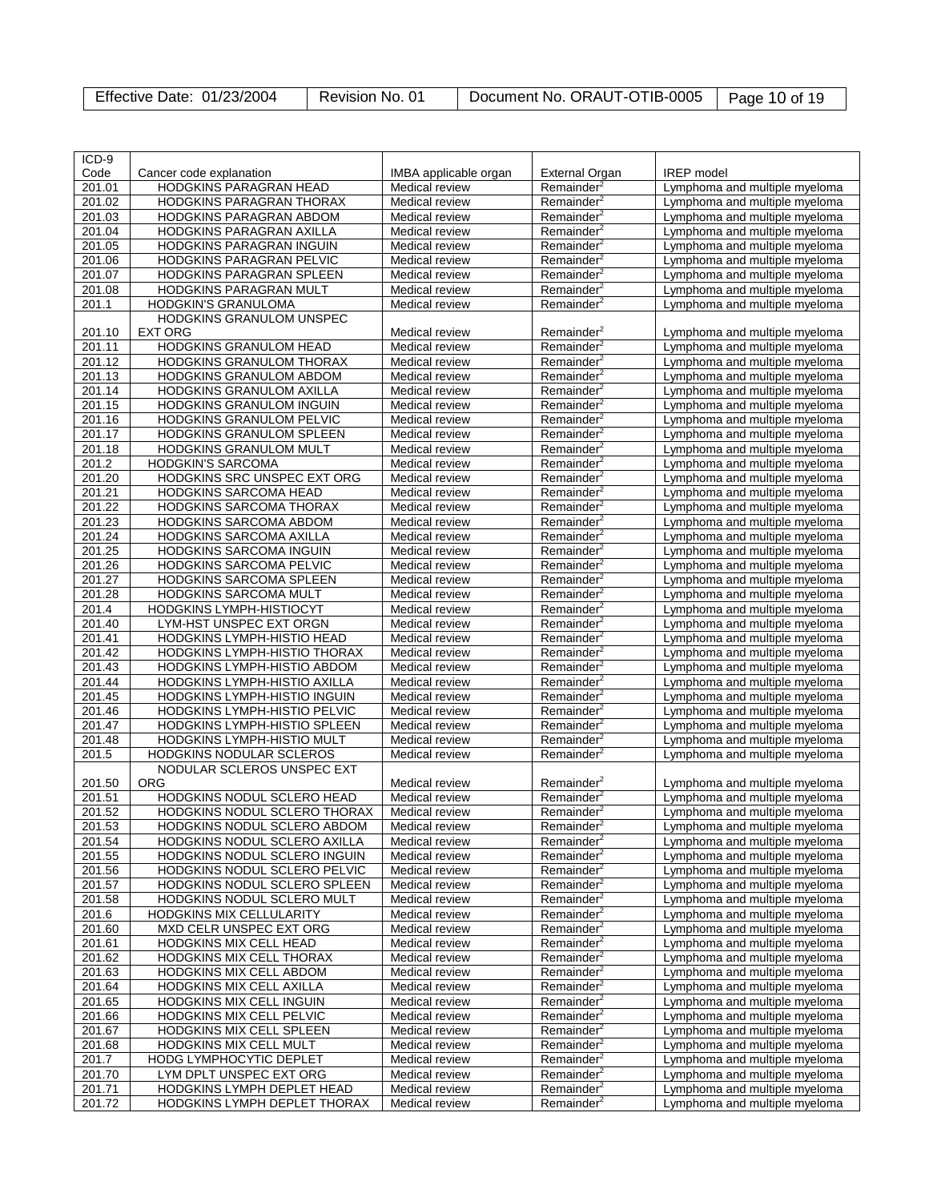| ICD-9 Code | Cancer code explanation | IMBA applicable organ | External Organ | IREP model |
|---|---|---|---|---|
| 201.01 | HODGKINS PARAGRAN HEAD | Medical review | Remainder[2] | Lymphoma and multiple myeloma |
| 201.02 | HODGKINS PARAGRAN THORAX | Medical review | Remainder[2] | Lymphoma and multiple myeloma |
| 201.03 | HODGKINS PARAGRAN ABDOM | Medical review | Remainder[2] | Lymphoma and multiple myeloma |
| 201.04 | HODGKINS PARAGRAN AXILLA | Medical review | Remainder[2] | Lymphoma and multiple myeloma |
| 201.05 | HODGKINS PARAGRAN INGUIN | Medical review | Remainder[2] | Lymphoma and multiple myeloma |
| 201.06 | HODGKINS PARAGRAN PELVIC | Medical review | Remainder[2] | Lymphoma and multiple myeloma |
| 201.07 | HODGKINS PARAGRAN SPLEEN | Medical review | Remainder[2] | Lymphoma and multiple myeloma |
| 201.08 | HODGKINS PARAGRAN MULT | Medical review | Remainder[2] | Lymphoma and multiple myeloma |
| 201.1 | HODGKIN'S GRANULOMA | Medical review | Remainder[2] | Lymphoma and multiple myeloma |
| 201.10 | HODGKINS GRANULOM UNSPEC EXT ORG | Medical review | Remainder[2] | Lymphoma and multiple myeloma |
| 201.11 | HODGKINS GRANULOM HEAD | Medical review | Remainder[2] | Lymphoma and multiple myeloma |
| 201.12 | HODGKINS GRANULOM THORAX | Medical review | Remainder[2] | Lymphoma and multiple myeloma |
| 201.13 | HODGKINS GRANULOM ABDOM | Medical review | Remainder[2] | Lymphoma and multiple myeloma |
| 201.14 | HODGKINS GRANULOM AXILLA | Medical review | Remainder[2] | Lymphoma and multiple myeloma |
| 201.15 | HODGKINS GRANULOM INGUIN | Medical review | Remainder[2] | Lymphoma and multiple myeloma |
| 201.16 | HODGKINS GRANULOM PELVIC | Medical review | Remainder[2] | Lymphoma and multiple myeloma |
| 201.17 | HODGKINS GRANULOM SPLEEN | Medical review | Remainder[2] | Lymphoma and multiple myeloma |
| 201.18 | HODGKINS GRANULOM MULT | Medical review | Remainder[2] | Lymphoma and multiple myeloma |
| 201.2 | HODGKIN'S SARCOMA | Medical review | Remainder[2] | Lymphoma and multiple myeloma |
| 201.20 | HODGKINS SRC UNSPEC EXT ORG | Medical review | Remainder[2] | Lymphoma and multiple myeloma |
| 201.21 | HODGKINS SARCOMA HEAD | Medical review | Remainder[2] | Lymphoma and multiple myeloma |
| 201.22 | HODGKINS SARCOMA THORAX | Medical review | Remainder[2] | Lymphoma and multiple myeloma |
| 201.23 | HODGKINS SARCOMA ABDOM | Medical review | Remainder[2] | Lymphoma and multiple myeloma |
| 201.24 | HODGKINS SARCOMA AXILLA | Medical review | Remainder[2] | Lymphoma and multiple myeloma |
| 201.25 | HODGKINS SARCOMA INGUIN | Medical review | Remainder[2] | Lymphoma and multiple myeloma |
| 201.26 | HODGKINS SARCOMA PELVIC | Medical review | Remainder[2] | Lymphoma and multiple myeloma |
| 201.27 | HODGKINS SARCOMA SPLEEN | Medical review | Remainder[2] | Lymphoma and multiple myeloma |
| 201.28 | HODGKINS SARCOMA MULT | Medical review | Remainder[2] | Lymphoma and multiple myeloma |
| 201.4 | HODGKINS LYMPH-HISTIOCYT | Medical review | Remainder[2] | Lymphoma and multiple myeloma |
| 201.40 | LYM-HST UNSPEC EXT ORGN | Medical review | Remainder[2] | Lymphoma and multiple myeloma |
| 201.41 | HODGKINS LYMPH-HISTIO HEAD | Medical review | Remainder[2] | Lymphoma and multiple myeloma |
| 201.42 | HODGKINS LYMPH-HISTIO THORAX | Medical review | Remainder[2] | Lymphoma and multiple myeloma |
| 201.43 | HODGKINS LYMPH-HISTIO ABDOM | Medical review | Remainder[2] | Lymphoma and multiple myeloma |
| 201.44 | HODGKINS LYMPH-HISTIO AXILLA | Medical review | Remainder[2] | Lymphoma and multiple myeloma |
| 201.45 | HODGKINS LYMPH-HISTIO INGUIN | Medical review | Remainder[2] | Lymphoma and multiple myeloma |
| 201.46 | HODGKINS LYMPH-HISTIO PELVIC | Medical review | Remainder[2] | Lymphoma and multiple myeloma |
| 201.47 | HODGKINS LYMPH-HISTIO SPLEEN | Medical review | Remainder[2] | Lymphoma and multiple myeloma |
| 201.48 | HODGKINS LYMPH-HISTIO MULT | Medical review | Remainder[2] | Lymphoma and multiple myeloma |
| 201.5 | HODGKINS NODULAR SCLEROS | Medical review | Remainder[2] | Lymphoma and multiple myeloma |
| 201.50 | NODULAR SCLEROS UNSPEC EXT ORG | Medical review | Remainder[2] | Lymphoma and multiple myeloma |
| 201.51 | HODGKINS NODUL SCLERO HEAD | Medical review | Remainder[2] | Lymphoma and multiple myeloma |
| 201.52 | HODGKINS NODUL SCLERO THORAX | Medical review | Remainder[2] | Lymphoma and multiple myeloma |
| 201.53 | HODGKINS NODUL SCLERO ABDOM | Medical review | Remainder[2] | Lymphoma and multiple myeloma |
| 201.54 | HODGKINS NODUL SCLERO AXILLA | Medical review | Remainder[2] | Lymphoma and multiple myeloma |
| 201.55 | HODGKINS NODUL SCLERO INGUIN | Medical review | Remainder[2] | Lymphoma and multiple myeloma |
| 201.56 | HODGKINS NODUL SCLERO PELVIC | Medical review | Remainder[2] | Lymphoma and multiple myeloma |
| 201.57 | HODGKINS NODUL SCLERO SPLEEN | Medical review | Remainder[2] | Lymphoma and multiple myeloma |
| 201.58 | HODGKINS NODUL SCLERO MULT | Medical review | Remainder[2] | Lymphoma and multiple myeloma |
| 201.6 | HODGKINS MIX CELLULARITY | Medical review | Remainder[2] | Lymphoma and multiple myeloma |
| 201.60 | MXD CELR UNSPEC EXT ORG | Medical review | Remainder[2] | Lymphoma and multiple myeloma |
| 201.61 | HODGKINS MIX CELL HEAD | Medical review | Remainder[2] | Lymphoma and multiple myeloma |
| 201.62 | HODGKINS MIX CELL THORAX | Medical review | Remainder[2] | Lymphoma and multiple myeloma |
| 201.63 | HODGKINS MIX CELL ABDOM | Medical review | Remainder[2] | Lymphoma and multiple myeloma |
| 201.64 | HODGKINS MIX CELL AXILLA | Medical review | Remainder[2] | Lymphoma and multiple myeloma |
| 201.65 | HODGKINS MIX CELL INGUIN | Medical review | Remainder[2] | Lymphoma and multiple myeloma |
| 201.66 | HODGKINS MIX CELL PELVIC | Medical review | Remainder[2] | Lymphoma and multiple myeloma |
| 201.67 | HODGKINS MIX CELL SPLEEN | Medical review | Remainder[2] | Lymphoma and multiple myeloma |
| 201.68 | HODGKINS MIX CELL MULT | Medical review | Remainder[2] | Lymphoma and multiple myeloma |
| 201.7 | HODG LYMPHOCYTIC DEPLET | Medical review | Remainder[2] | Lymphoma and multiple myeloma |
| 201.70 | LYM DPLT UNSPEC EXT ORG | Medical review | Remainder[2] | Lymphoma and multiple myeloma |
| 201.71 | HODGKINS LYMPH DEPLET HEAD | Medical review | Remainder[2] | Lymphoma and multiple myeloma |
| 201.72 | HODGKINS LYMPH DEPLET THORAX | Medical review | Remainder[2] | Lymphoma and multiple myeloma |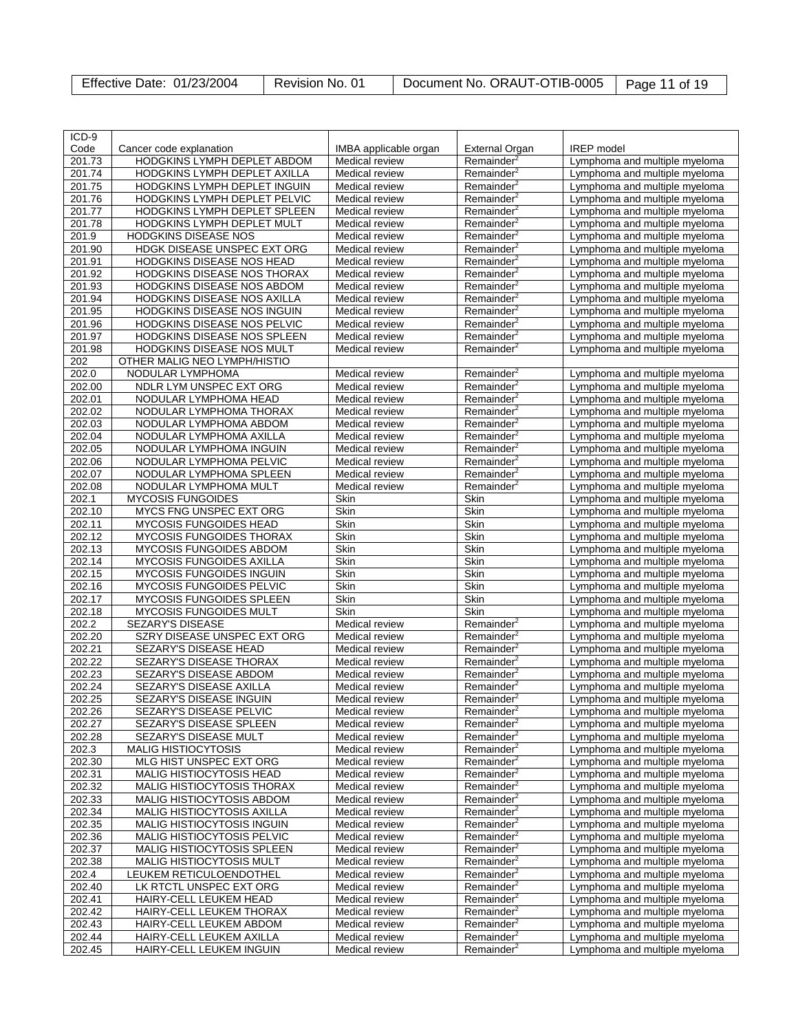| ICD-9 Code | Cancer code explanation | IMBA applicable organ | External Organ | IREP model |
|---|---|---|---|---|
| 201.73 | HODGKINS LYMPH DEPLET ABDOM | Medical review | Remainder[2] | Lymphoma and multiple myeloma |
| 201.74 | HODGKINS LYMPH DEPLET AXILLA | Medical review | Remainder[2] | Lymphoma and multiple myeloma |
| 201.75 | HODGKINS LYMPH DEPLET INGUIN | Medical review | Remainder[2] | Lymphoma and multiple myeloma |
| 201.76 | HODGKINS LYMPH DEPLET PELVIC | Medical review | Remainder[2] | Lymphoma and multiple myeloma |
| 201.77 | HODGKINS LYMPH DEPLET SPLEEN | Medical review | Remainder[2] | Lymphoma and multiple myeloma |
| 201.78 | HODGKINS LYMPH DEPLET MULT | Medical review | Remainder[2] | Lymphoma and multiple myeloma |
| 201.9 | HODGKINS DISEASE NOS | Medical review | Remainder[2] | Lymphoma and multiple myeloma |
| 201.90 | HDGK DISEASE UNSPEC EXT ORG | Medical review | Remainder[2] | Lymphoma and multiple myeloma |
| 201.91 | HODGKINS DISEASE NOS HEAD | Medical review | Remainder[2] | Lymphoma and multiple myeloma |
| 201.92 | HODGKINS DISEASE NOS THORAX | Medical review | Remainder[2] | Lymphoma and multiple myeloma |
| 201.93 | HODGKINS DISEASE NOS ABDOM | Medical review | Remainder[2] | Lymphoma and multiple myeloma |
| 201.94 | HODGKINS DISEASE NOS AXILLA | Medical review | Remainder[2] | Lymphoma and multiple myeloma |
| 201.95 | HODGKINS DISEASE NOS INGUIN | Medical review | Remainder[2] | Lymphoma and multiple myeloma |
| 201.96 | HODGKINS DISEASE NOS PELVIC | Medical review | Remainder[2] | Lymphoma and multiple myeloma |
| 201.97 | HODGKINS DISEASE NOS SPLEEN | Medical review | Remainder[2] | Lymphoma and multiple myeloma |
| 201.98 | HODGKINS DISEASE NOS MULT | Medical review | Remainder[2] | Lymphoma and multiple myeloma |
| 202 | OTHER MALIG NEO LYMPH/HISTIO | | | |
| 202.0 | NODULAR LYMPHOMA | Medical review | Remainder[2] | Lymphoma and multiple myeloma |
| 202.00 | NDLR LYM UNSPEC EXT ORG | Medical review | Remainder[2] | Lymphoma and multiple myeloma |
| 202.01 | NODULAR LYMPHOMA HEAD | Medical review | Remainder[2] | Lymphoma and multiple myeloma |
| 202.02 | NODULAR LYMPHOMA THORAX | Medical review | Remainder[2] | Lymphoma and multiple myeloma |
| 202.03 | NODULAR LYMPHOMA ABDOM | Medical review | Remainder[2] | Lymphoma and multiple myeloma |
| 202.04 | NODULAR LYMPHOMA AXILLA | Medical review | Remainder[2] | Lymphoma and multiple myeloma |
| 202.05 | NODULAR LYMPHOMA INGUIN | Medical review | Remainder[2] | Lymphoma and multiple myeloma |
| 202.06 | NODULAR LYMPHOMA PELVIC | Medical review | Remainder[2] | Lymphoma and multiple myeloma |
| 202.07 | NODULAR LYMPHOMA SPLEEN | Medical review | Remainder[2] | Lymphoma and multiple myeloma |
| 202.08 | NODULAR LYMPHOMA MULT | Medical review | Remainder[2] | Lymphoma and multiple myeloma |
| 202.1 | MYCOSIS FUNGOIDES | Skin | Skin | Lymphoma and multiple myeloma |
| 202.10 | MYCS FNG UNSPEC EXT ORG | Skin | Skin | Lymphoma and multiple myeloma |
| 202.11 | MYCOSIS FUNGOIDES HEAD | Skin | Skin | Lymphoma and multiple myeloma |
| 202.12 | MYCOSIS FUNGOIDES THORAX | Skin | Skin | Lymphoma and multiple myeloma |
| 202.13 | MYCOSIS FUNGOIDES ABDOM | Skin | Skin | Lymphoma and multiple myeloma |
| 202.14 | MYCOSIS FUNGOIDES AXILLA | Skin | Skin | Lymphoma and multiple myeloma |
| 202.15 | MYCOSIS FUNGOIDES INGUIN | Skin | Skin | Lymphoma and multiple myeloma |
| 202.16 | MYCOSIS FUNGOIDES PELVIC | Skin | Skin | Lymphoma and multiple myeloma |
| 202.17 | MYCOSIS FUNGOIDES SPLEEN | Skin | Skin | Lymphoma and multiple myeloma |
| 202.18 | MYCOSIS FUNGOIDES MULT | Skin | Skin | Lymphoma and multiple myeloma |
| 202.2 | SEZARY'S DISEASE | Medical review | Remainder[2] | Lymphoma and multiple myeloma |
| 202.20 | SZRY DISEASE UNSPEC EXT ORG | Medical review | Remainder[2] | Lymphoma and multiple myeloma |
| 202.21 | SEZARY'S DISEASE HEAD | Medical review | Remainder[2] | Lymphoma and multiple myeloma |
| 202.22 | SEZARY'S DISEASE THORAX | Medical review | Remainder[2] | Lymphoma and multiple myeloma |
| 202.23 | SEZARY'S DISEASE ABDOM | Medical review | Remainder[2] | Lymphoma and multiple myeloma |
| 202.24 | SEZARY'S DISEASE AXILLA | Medical review | Remainder[2] | Lymphoma and multiple myeloma |
| 202.25 | SEZARY'S DISEASE INGUIN | Medical review | Remainder[2] | Lymphoma and multiple myeloma |
| 202.26 | SEZARY'S DISEASE PELVIC | Medical review | Remainder[2] | Lymphoma and multiple myeloma |
| 202.27 | SEZARY'S DISEASE SPLEEN | Medical review | Remainder[2] | Lymphoma and multiple myeloma |
| 202.28 | SEZARY'S DISEASE MULT | Medical review | Remainder[2] | Lymphoma and multiple myeloma |
| 202.3 | MALIG HISTIOCYTOSIS | Medical review | Remainder[2] | Lymphoma and multiple myeloma |
| 202.30 | MLG HIST UNSPEC EXT ORG | Medical review | Remainder[2] | Lymphoma and multiple myeloma |
| 202.31 | MALIG HISTIOCYTOSIS HEAD | Medical review | Remainder[2] | Lymphoma and multiple myeloma |
| 202.32 | MALIG HISTIOCYTOSIS THORAX | Medical review | Remainder[2] | Lymphoma and multiple myeloma |
| 202.33 | MALIG HISTIOCYTOSIS ABDOM | Medical review | Remainder[2] | Lymphoma and multiple myeloma |
| 202.34 | MALIG HISTIOCYTOSIS AXILLA | Medical review | Remainder[2] | Lymphoma and multiple myeloma |
| 202.35 | MALIG HISTIOCYTOSIS INGUIN | Medical review | Remainder[2] | Lymphoma and multiple myeloma |
| 202.36 | MALIG HISTIOCYTOSIS PELVIC | Medical review | Remainder[2] | Lymphoma and multiple myeloma |
| 202.37 | MALIG HISTIOCYTOSIS SPLEEN | Medical review | Remainder[2] | Lymphoma and multiple myeloma |
| 202.38 | MALIG HISTIOCYTOSIS MULT | Medical review | Remainder[2] | Lymphoma and multiple myeloma |
| 202.4 | LEUKEM RETICULOENDOTHEL | Medical review | Remainder[2] | Lymphoma and multiple myeloma |
| 202.40 | LK RTCTL UNSPEC EXT ORG | Medical review | Remainder[2] | Lymphoma and multiple myeloma |
| 202.41 | HAIRY-CELL LEUKEM HEAD | Medical review | Remainder[2] | Lymphoma and multiple myeloma |
| 202.42 | HAIRY-CELL LEUKEM THORAX | Medical review | Remainder[2] | Lymphoma and multiple myeloma |
| 202.43 | HAIRY-CELL LEUKEM ABDOM | Medical review | Remainder[2] | Lymphoma and multiple myeloma |
| 202.44 | HAIRY-CELL LEUKEM AXILLA | Medical review | Remainder[2] | Lymphoma and multiple myeloma |
| 202.45 | HAIRY-CELL LEUKEM INGUIN | Medical review | Remainder[2] | Lymphoma and multiple myeloma |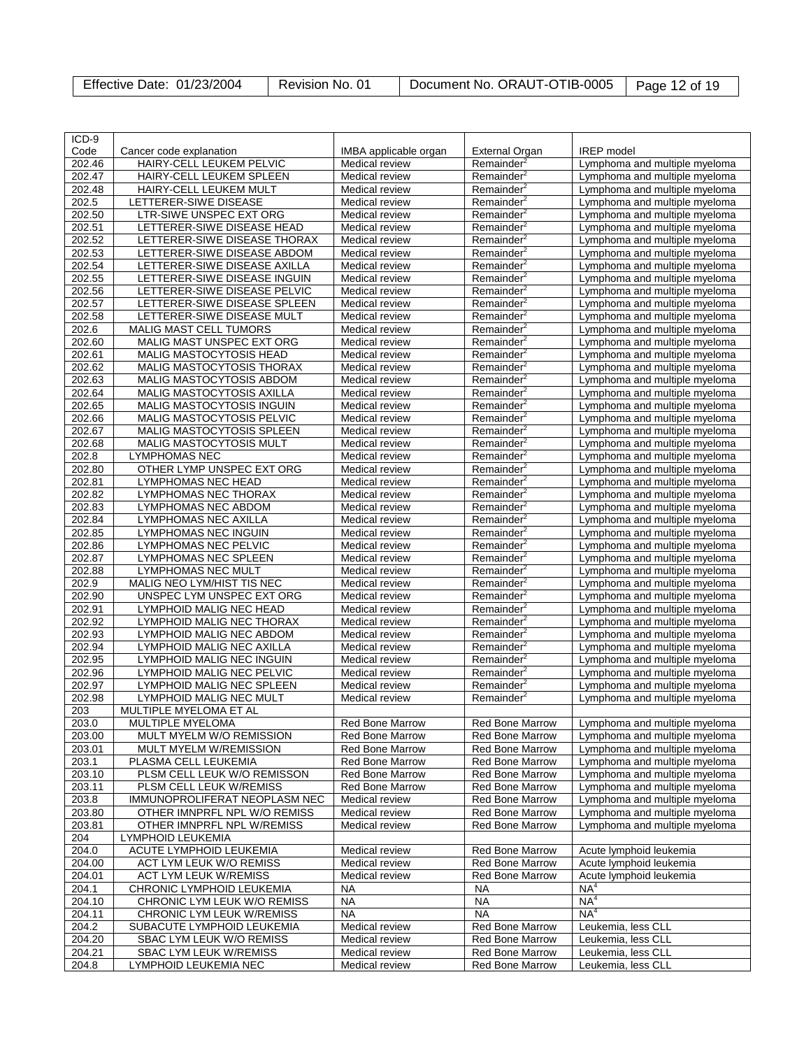| ICD-9 Code | Cancer code explanation | IMBA applicable organ | External Organ | IREP model |
|---|---|---|---|---|
| 202.46 | HAIRY-CELL LEUKEM PELVIC | Medical review | Remainder[2] | Lymphoma and multiple myeloma |
| 202.47 | HAIRY-CELL LEUKEM SPLEEN | Medical review | Remainder[2] | Lymphoma and multiple myeloma |
| 202.48 | HAIRY-CELL LEUKEM MULT | Medical review | Remainder[2] | Lymphoma and multiple myeloma |
| 202.5 | LETTERER-SIWE DISEASE | Medical review | Remainder[2] | Lymphoma and multiple myeloma |
| 202.50 | LTR-SIWE UNSPEC EXT ORG | Medical review | Remainder[2] | Lymphoma and multiple myeloma |
| 202.51 | LETTERER-SIWE DISEASE HEAD | Medical review | Remainder[2] | Lymphoma and multiple myeloma |
| 202.52 | LETTERER-SIWE DISEASE THORAX | Medical review | Remainder[2] | Lymphoma and multiple myeloma |
| 202.53 | LETTERER-SIWE DISEASE ABDOM | Medical review | Remainder[2] | Lymphoma and multiple myeloma |
| 202.54 | LETTERER-SIWE DISEASE AXILLA | Medical review | Remainder[2] | Lymphoma and multiple myeloma |
| 202.55 | LETTERER-SIWE DISEASE INGUIN | Medical review | Remainder[2] | Lymphoma and multiple myeloma |
| 202.56 | LETTERER-SIWE DISEASE PELVIC | Medical review | Remainder[2] | Lymphoma and multiple myeloma |
| 202.57 | LETTERER-SIWE DISEASE SPLEEN | Medical review | Remainder[2] | Lymphoma and multiple myeloma |
| 202.58 | LETTERER-SIWE DISEASE MULT | Medical review | Remainder[2] | Lymphoma and multiple myeloma |
| 202.6 | MALIG MAST CELL TUMORS | Medical review | Remainder[2] | Lymphoma and multiple myeloma |
| 202.60 | MALIG MAST UNSPEC EXT ORG | Medical review | Remainder[2] | Lymphoma and multiple myeloma |
| 202.61 | MALIG MASTOCYTOSIS HEAD | Medical review | Remainder[2] | Lymphoma and multiple myeloma |
| 202.62 | MALIG MASTOCYTOSIS THORAX | Medical review | Remainder[2] | Lymphoma and multiple myeloma |
| 202.63 | MALIG MASTOCYTOSIS ABDOM | Medical review | Remainder[2] | Lymphoma and multiple myeloma |
| 202.64 | MALIG MASTOCYTOSIS AXILLA | Medical review | Remainder[2] | Lymphoma and multiple myeloma |
| 202.65 | MALIG MASTOCYTOSIS INGUIN | Medical review | Remainder[2] | Lymphoma and multiple myeloma |
| 202.66 | MALIG MASTOCYTOSIS PELVIC | Medical review | Remainder[2] | Lymphoma and multiple myeloma |
| 202.67 | MALIG MASTOCYTOSIS SPLEEN | Medical review | Remainder[2] | Lymphoma and multiple myeloma |
| 202.68 | MALIG MASTOCYTOSIS MULT | Medical review | Remainder[2] | Lymphoma and multiple myeloma |
| 202.8 | LYMPHOMAS NEC | Medical review | Remainder[2] | Lymphoma and multiple myeloma |
| 202.80 | OTHER LYMP UNSPEC EXT ORG | Medical review | Remainder[2] | Lymphoma and multiple myeloma |
| 202.81 | LYMPHOMAS NEC HEAD | Medical review | Remainder[2] | Lymphoma and multiple myeloma |
| 202.82 | LYMPHOMAS NEC THORAX | Medical review | Remainder[2] | Lymphoma and multiple myeloma |
| 202.83 | LYMPHOMAS NEC ABDOM | Medical review | Remainder[2] | Lymphoma and multiple myeloma |
| 202.84 | LYMPHOMAS NEC AXILLA | Medical review | Remainder[2] | Lymphoma and multiple myeloma |
| 202.85 | LYMPHOMAS NEC INGUIN | Medical review | Remainder[2] | Lymphoma and multiple myeloma |
| 202.86 | LYMPHOMAS NEC PELVIC | Medical review | Remainder[2] | Lymphoma and multiple myeloma |
| 202.87 | LYMPHOMAS NEC SPLEEN | Medical review | Remainder[2] | Lymphoma and multiple myeloma |
| 202.88 | LYMPHOMAS NEC MULT | Medical review | Remainder[2] | Lymphoma and multiple myeloma |
| 202.9 | MALIG NEO LYM/HIST TIS NEC | Medical review | Remainder[2] | Lymphoma and multiple myeloma |
| 202.90 | UNSPEC LYM UNSPEC EXT ORG | Medical review | Remainder[2] | Lymphoma and multiple myeloma |
| 202.91 | LYMPHOID MALIG NEC HEAD | Medical review | Remainder[2] | Lymphoma and multiple myeloma |
| 202.92 | LYMPHOID MALIG NEC THORAX | Medical review | Remainder[2] | Lymphoma and multiple myeloma |
| 202.93 | LYMPHOID MALIG NEC ABDOM | Medical review | Remainder[2] | Lymphoma and multiple myeloma |
| 202.94 | LYMPHOID MALIG NEC AXILLA | Medical review | Remainder[2] | Lymphoma and multiple myeloma |
| 202.95 | LYMPHOID MALIG NEC INGUIN | Medical review | Remainder[2] | Lymphoma and multiple myeloma |
| 202.96 | LYMPHOID MALIG NEC PELVIC | Medical review | Remainder[2] | Lymphoma and multiple myeloma |
| 202.97 | LYMPHOID MALIG NEC SPLEEN | Medical review | Remainder[2] | Lymphoma and multiple myeloma |
| 202.98 | LYMPHOID MALIG NEC MULT | Medical review | Remainder[2] | Lymphoma and multiple myeloma |
| 203 | MULTIPLE MYELOMA ET AL | | | |
| 203.0 | MULTIPLE MYELOMA | Red Bone Marrow | Red Bone Marrow | Lymphoma and multiple myeloma |
| 203.00 | MULT MYELM W/O REMISSION | Red Bone Marrow | Red Bone Marrow | Lymphoma and multiple myeloma |
| 203.01 | MULT MYELM W/REMISSION | Red Bone Marrow | Red Bone Marrow | Lymphoma and multiple myeloma |
| 203.1 | PLASMA CELL LEUKEMIA | Red Bone Marrow | Red Bone Marrow | Lymphoma and multiple myeloma |
| 203.10 | PLSM CELL LEUK W/O REMISSON | Red Bone Marrow | Red Bone Marrow | Lymphoma and multiple myeloma |
| 203.11 | PLSM CELL LEUK W/REMISS | Red Bone Marrow | Red Bone Marrow | Lymphoma and multiple myeloma |
| 203.8 | IMMUNOPROLIFERAT NEOPLASM NEC | Medical review | Red Bone Marrow | Lymphoma and multiple myeloma |
| 203.80 | OTHER IMNPRFL NPL W/O REMISS | Medical review | Red Bone Marrow | Lymphoma and multiple myeloma |
| 203.81 | OTHER IMNPRFL NPL W/REMISS | Medical review | Red Bone Marrow | Lymphoma and multiple myeloma |
| 204 | LYMPHOID LEUKEMIA | | | |
| 204.0 | ACUTE LYMPHOID LEUKEMIA | Medical review | Red Bone Marrow | Acute lymphoid leukemia |
| 204.00 | ACT LYM LEUK W/O REMISS | Medical review | Red Bone Marrow | Acute lymphoid leukemia |
| 204.01 | ACT LYM LEUK W/REMISS | Medical review | Red Bone Marrow | Acute lymphoid leukemia |
| 204.1 | CHRONIC LYMPHOID LEUKEMIA | NA | NA | NA[4] |
| 204.10 | CHRONIC LYM LEUK W/O REMISS | NA | NA | NA[4] |
| 204.11 | CHRONIC LYM LEUK W/REMISS | NA | NA | NA[4] |
| 204.2 | SUBACUTE LYMPHOID LEUKEMIA | Medical review | Red Bone Marrow | Leukemia, less CLL |
| 204.20 | SBAC LYM LEUK W/O REMISS | Medical review | Red Bone Marrow | Leukemia, less CLL |
| 204.21 | SBAC LYM LEUK W/REMISS | Medical review | Red Bone Marrow | Leukemia, less CLL |
| 204.8 | LYMPHOID LEUKEMIA NEC | Medical review | Red Bone Marrow | Leukemia, less CLL |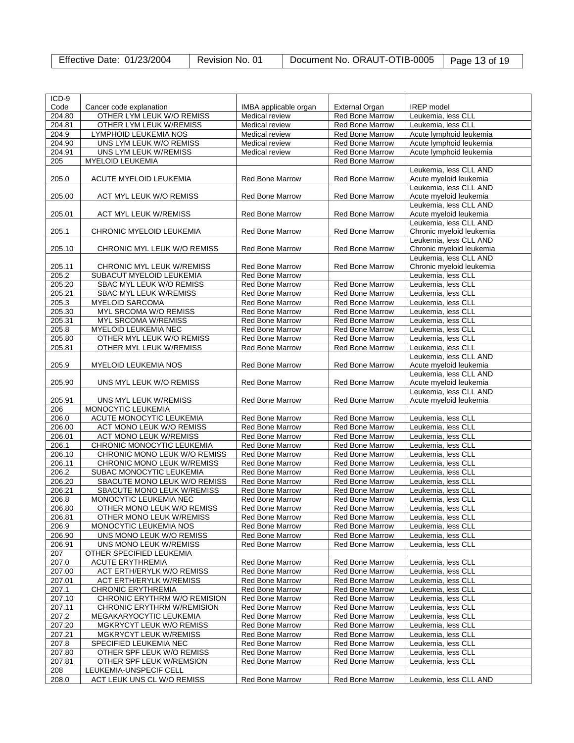| ICD-9 Code | Cancer code explanation | IMBA applicable organ | External Organ | IREP model |
|---|---|---|---|---|
| 204.80 | OTHER LYM LEUK W/O REMISS | Medical review | Red Bone Marrow | Leukemia, less CLL |
| 204.81 | OTHER LYM LEUK W/REMISS | Medical review | Red Bone Marrow | Leukemia, less CLL |
| 204.9 | LYMPHOID LEUKEMIA NOS | Medical review | Red Bone Marrow | Acute lymphoid leukemia |
| 204.90 | UNS LYM LEUK W/O REMISS | Medical review | Red Bone Marrow | Acute lymphoid leukemia |
| 204.91 | UNS LYM LEUK W/REMISS | Medical review | Red Bone Marrow | Acute lymphoid leukemia |
| 205 | MYELOID LEUKEMIA | | Red Bone Marrow | |
| 205.0 | ACUTE MYELOID LEUKEMIA | Red Bone Marrow | Red Bone Marrow | Leukemia, less CLL AND Acute myeloid leukemia |
| 205.00 | ACT MYL LEUK W/O REMISS | Red Bone Marrow | Red Bone Marrow | Leukemia, less CLL AND Acute myeloid leukemia |
| 205.01 | ACT MYL LEUK W/REMISS | Red Bone Marrow | Red Bone Marrow | Leukemia, less CLL AND Acute myeloid leukemia |
| 205.1 | CHRONIC MYELOID LEUKEMIA | Red Bone Marrow | Red Bone Marrow | Leukemia, less CLL AND Chronic myeloid leukemia |
| 205.10 | CHRONIC MYL LEUK W/O REMISS | Red Bone Marrow | Red Bone Marrow | Leukemia, less CLL AND Chronic myeloid leukemia |
| 205.11 | CHRONIC MYL LEUK W/REMISS | Red Bone Marrow | Red Bone Marrow | Leukemia, less CLL AND Chronic myeloid leukemia |
| 205.2 | SUBACUT MYELOID LEUKEMIA | Red Bone Marrow | | Leukemia, less CLL |
| 205.20 | SBAC MYL LEUK W/O REMISS | Red Bone Marrow | Red Bone Marrow | Leukemia, less CLL |
| 205.21 | SBAC MYL LEUK W/REMISS | Red Bone Marrow | Red Bone Marrow | Leukemia, less CLL |
| 205.3 | MYELOID SARCOMA | Red Bone Marrow | Red Bone Marrow | Leukemia, less CLL |
| 205.30 | MYL SRCOMA W/O REMISS | Red Bone Marrow | Red Bone Marrow | Leukemia, less CLL |
| 205.31 | MYL SRCOMA W/REMISS | Red Bone Marrow | Red Bone Marrow | Leukemia, less CLL |
| 205.8 | MYELOID LEUKEMIA NEC | Red Bone Marrow | Red Bone Marrow | Leukemia, less CLL |
| 205.80 | OTHER MYL LEUK W/O REMISS | Red Bone Marrow | Red Bone Marrow | Leukemia, less CLL |
| 205.81 | OTHER MYL LEUK W/REMISS | Red Bone Marrow | Red Bone Marrow | Leukemia, less CLL |
| 205.9 | MYELOID LEUKEMIA NOS | Red Bone Marrow | Red Bone Marrow | Leukemia, less CLL AND Acute myeloid leukemia |
| 205.90 | UNS MYL LEUK W/O REMISS | Red Bone Marrow | Red Bone Marrow | Leukemia, less CLL AND Acute myeloid leukemia |
| 205.91 | UNS MYL LEUK W/REMISS | Red Bone Marrow | Red Bone Marrow | Leukemia, less CLL AND Acute myeloid leukemia |
| 206 | MONOCYTIC LEUKEMIA | | | |
| 206.0 | ACUTE MONOCYTIC LEUKEMIA | Red Bone Marrow | Red Bone Marrow | Leukemia, less CLL |
| 206.00 | ACT MONO LEUK W/O REMISS | Red Bone Marrow | Red Bone Marrow | Leukemia, less CLL |
| 206.01 | ACT MONO LEUK W/REMISS | Red Bone Marrow | Red Bone Marrow | Leukemia, less CLL |
| 206.1 | CHRONIC MONOCYTIC LEUKEMIA | Red Bone Marrow | Red Bone Marrow | Leukemia, less CLL |
| 206.10 | CHRONIC MONO LEUK W/O REMISS | Red Bone Marrow | Red Bone Marrow | Leukemia, less CLL |
| 206.11 | CHRONIC MONO LEUK W/REMISS | Red Bone Marrow | Red Bone Marrow | Leukemia, less CLL |
| 206.2 | SUBAC MONOCYTIC LEUKEMIA | Red Bone Marrow | Red Bone Marrow | Leukemia, less CLL |
| 206.20 | SBACUTE MONO LEUK W/O REMISS | Red Bone Marrow | Red Bone Marrow | Leukemia, less CLL |
| 206.21 | SBACUTE MONO LEUK W/REMISS | Red Bone Marrow | Red Bone Marrow | Leukemia, less CLL |
| 206.8 | MONOCYTIC LEUKEMIA NEC | Red Bone Marrow | Red Bone Marrow | Leukemia, less CLL |
| 206.80 | OTHER MONO LEUK W/O REMISS | Red Bone Marrow | Red Bone Marrow | Leukemia, less CLL |
| 206.81 | OTHER MONO LEUK W/REMISS | Red Bone Marrow | Red Bone Marrow | Leukemia, less CLL |
| 206.9 | MONOCYTIC LEUKEMIA NOS | Red Bone Marrow | Red Bone Marrow | Leukemia, less CLL |
| 206.90 | UNS MONO LEUK W/O REMISS | Red Bone Marrow | Red Bone Marrow | Leukemia, less CLL |
| 206.91 | UNS MONO LEUK W/REMISS | Red Bone Marrow | Red Bone Marrow | Leukemia, less CLL |
| 207 | OTHER SPECIFIED LEUKEMIA | | | |
| 207.0 | ACUTE ERYTHREMIA | Red Bone Marrow | Red Bone Marrow | Leukemia, less CLL |
| 207.00 | ACT ERTH/ERYLK W/O REMISS | Red Bone Marrow | Red Bone Marrow | Leukemia, less CLL |
| 207.01 | ACT ERTH/ERYLK W/REMISS | Red Bone Marrow | Red Bone Marrow | Leukemia, less CLL |
| 207.1 | CHRONIC ERYTHREMIA | Red Bone Marrow | Red Bone Marrow | Leukemia, less CLL |
| 207.10 | CHRONIC ERYTHRM W/O REMISION | Red Bone Marrow | Red Bone Marrow | Leukemia, less CLL |
| 207.11 | CHRONIC ERYTHRM W/REMISION | Red Bone Marrow | Red Bone Marrow | Leukemia, less CLL |
| 207.2 | MEGAKARYOCYTIC LEUKEMIA | Red Bone Marrow | Red Bone Marrow | Leukemia, less CLL |
| 207.20 | MGKRYCYT LEUK W/O REMISS | Red Bone Marrow | Red Bone Marrow | Leukemia, less CLL |
| 207.21 | MGKRYCYT LEUK W/REMISS | Red Bone Marrow | Red Bone Marrow | Leukemia, less CLL |
| 207.8 | SPECIFIED LEUKEMIA NEC | Red Bone Marrow | Red Bone Marrow | Leukemia, less CLL |
| 207.80 | OTHER SPF LEUK W/O REMISS | Red Bone Marrow | Red Bone Marrow | Leukemia, less CLL |
| 207.81 | OTHER SPF LEUK W/REMSION | Red Bone Marrow | Red Bone Marrow | Leukemia, less CLL |
| 208 | LEUKEMIA-UNSPECIF CELL | | | |
| 208.0 | ACT LEUK UNS CL W/O REMISS | Red Bone Marrow | Red Bone Marrow | Leukemia, less CLL AND |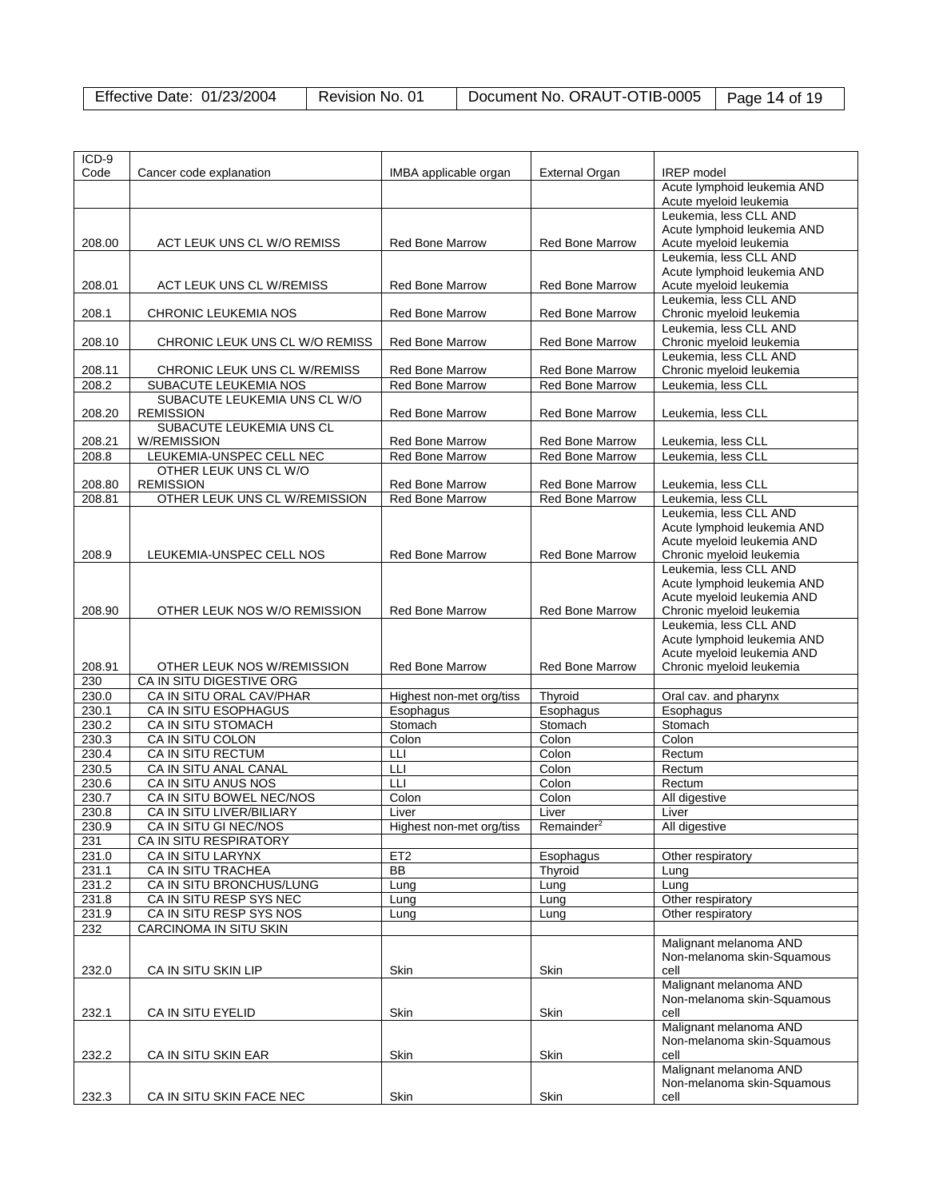| ICD-9 Code | Cancer code explanation | IMBA applicable organ | External Organ | IREP model |
|---|---|---|---|---|
| | | | | Acute lymphoid leukemia AND Acute myeloid leukemia |
| 208.00 | ACT LEUK UNS CL W/O REMISS | Red Bone Marrow | Red Bone Marrow | Leukemia, less CLL AND Acute lymphoid leukemia AND Acute myeloid leukemia |
| 208.01 | ACT LEUK UNS CL W/REMISS | Red Bone Marrow | Red Bone Marrow | Leukemia, less CLL AND Acute lymphoid leukemia AND Acute myeloid leukemia |
| 208.1 | CHRONIC LEUKEMIA NOS | Red Bone Marrow | Red Bone Marrow | Leukemia, less CLL AND Chronic myeloid leukemia |
| 208.10 | CHRONIC LEUK UNS CL W/O REMISS | Red Bone Marrow | Red Bone Marrow | Leukemia, less CLL AND Chronic myeloid leukemia |
| 208.11 | CHRONIC LEUK UNS CL W/REMISS | Red Bone Marrow | Red Bone Marrow | Leukemia, less CLL AND Chronic myeloid leukemia |
| 208.2 | SUBACUTE LEUKEMIA NOS | Red Bone Marrow | Red Bone Marrow | Leukemia, less CLL |
| 208.20 | SUBACUTE LEUKEMIA UNS CL W/O REMISSION | Red Bone Marrow | Red Bone Marrow | Leukemia, less CLL |
| 208.21 | SUBACUTE LEUKEMIA UNS CL W/REMISSION | Red Bone Marrow | Red Bone Marrow | Leukemia, less CLL |
| 208.8 | LEUKEMIA-UNSPEC CELL NEC | Red Bone Marrow | Red Bone Marrow | Leukemia, less CLL |
| 208.80 | OTHER LEUK UNS CL W/O REMISSION | Red Bone Marrow | Red Bone Marrow | Leukemia, less CLL |
| 208.81 | OTHER LEUK UNS CL W/REMISSION | Red Bone Marrow | Red Bone Marrow | Leukemia, less CLL |
| 208.9 | LEUKEMIA-UNSPEC CELL NOS | Red Bone Marrow | Red Bone Marrow | Leukemia, less CLL AND Acute lymphoid leukemia AND Acute myeloid leukemia AND Chronic myeloid leukemia |
| 208.90 | OTHER LEUK NOS W/O REMISSION | Red Bone Marrow | Red Bone Marrow | Leukemia, less CLL AND Acute lymphoid leukemia AND Acute myeloid leukemia AND Chronic myeloid leukemia |
| 208.91 | OTHER LEUK NOS W/REMISSION | Red Bone Marrow | Red Bone Marrow | Leukemia, less CLL AND Acute lymphoid leukemia AND Acute myeloid leukemia AND Chronic myeloid leukemia |
| 230 | CA IN SITU DIGESTIVE ORG | | | |
| 230.0 | CA IN SITU ORAL CAV/PHAR | Highest non-met org/tiss | Thyroid | Oral cav. and pharynx |
| 230.1 | CA IN SITU ESOPHAGUS | Esophagus | Esophagus | Esophagus |
| 230.2 | CA IN SITU STOMACH | Stomach | Stomach | Stomach |
| 230.3 | CA IN SITU COLON | Colon | Colon | Colon |
| 230.4 | CA IN SITU RECTUM | LLI | Colon | Rectum |
| 230.5 | CA IN SITU ANAL CANAL | LLI | Colon | Rectum |
| 230.6 | CA IN SITU ANUS NOS | LLI | Colon | Rectum |
| 230.7 | CA IN SITU BOWEL NEC/NOS | Colon | Colon | All digestive |
| 230.8 | CA IN SITU LIVER/BILIARY | Liver | Liver | Liver |
| 230.9 | CA IN SITU GI NEC/NOS | Highest non-met org/tiss | Remainder[2] | All digestive |
| 231 | CA IN SITU RESPIRATORY | | | |
| 231.0 | CA IN SITU LARYNX | ET2 | Esophagus | Other respiratory |
| 231.1 | CA IN SITU TRACHEA | BB | Thyroid | Lung |
| 231.2 | CA IN SITU BRONCHUS/LUNG | Lung | Lung | Lung |
| 231.8 | CA IN SITU RESP SYS NEC | Lung | Lung | Other respiratory |
| 231.9 | CA IN SITU RESP SYS NOS | Lung | Lung | Other respiratory |
| 232 | CARCINOMA IN SITU SKIN | | | |
| 232.0 | CA IN SITU SKIN LIP | Skin | Skin | Malignant melanoma AND Non-melanoma skin-Squamous cell |
| 232.1 | CA IN SITU EYELID | Skin | Skin | Malignant melanoma AND Non-melanoma skin-Squamous cell |
| 232.2 | CA IN SITU SKIN EAR | Skin | Skin | Malignant melanoma AND Non-melanoma skin-Squamous cell |
| 232.3 | CA IN SITU SKIN FACE NEC | Skin | Skin | Malignant melanoma AND Non-melanoma skin-Squamous cell |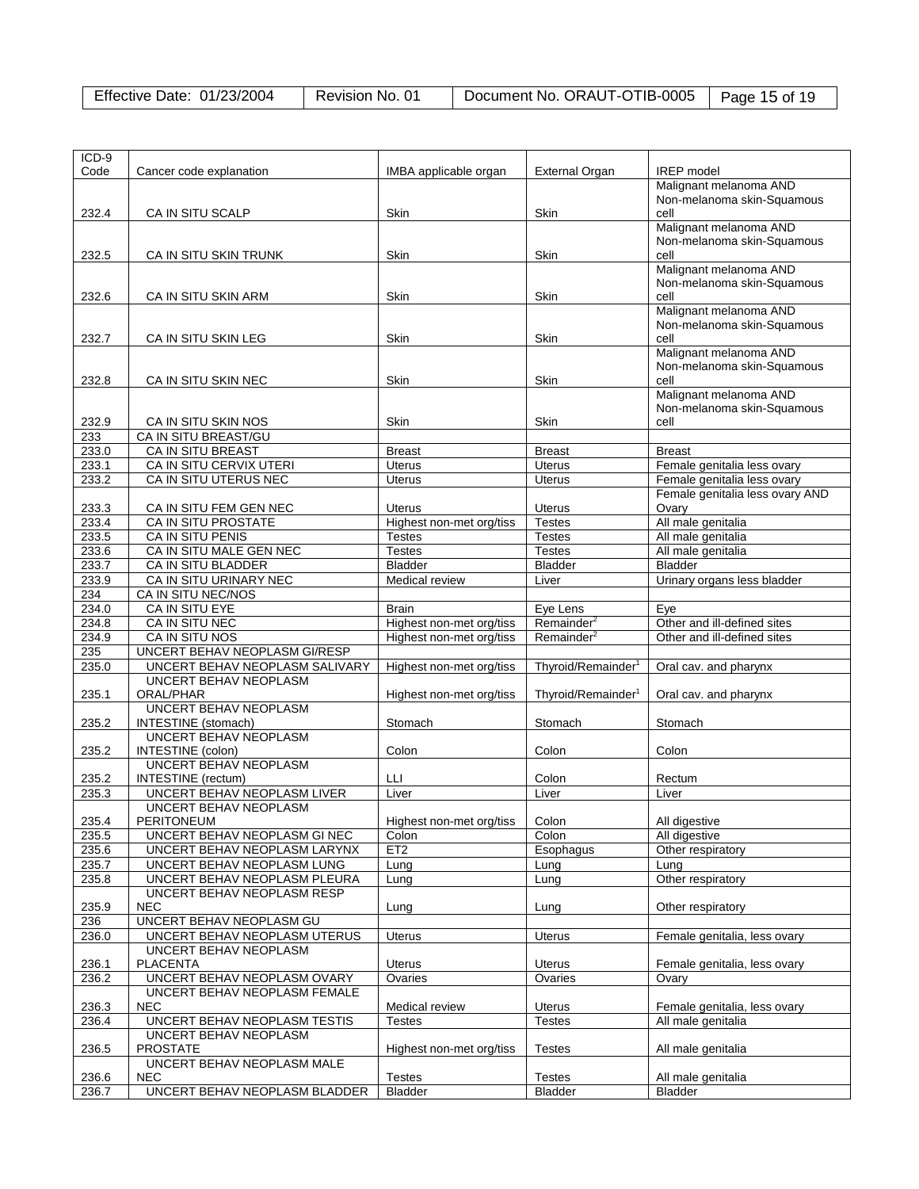| ICD-9 Code | Cancer code explanation | IMBA applicable organ | External Organ | IREP model |
|---|---|---|---|---|
| 232.4 | CA IN SITU SCALP | Skin | Skin | Malignant melanoma AND Non-melanoma skin-Squamous cell |
| 232.5 | CA IN SITU SKIN TRUNK | Skin | Skin | Malignant melanoma AND Non-melanoma skin-Squamous cell |
| 232.6 | CA IN SITU SKIN ARM | Skin | Skin | Malignant melanoma AND Non-melanoma skin-Squamous cell |
| 232.7 | CA IN SITU SKIN LEG | Skin | Skin | Malignant melanoma AND Non-melanoma skin-Squamous cell |
| 232.8 | CA IN SITU SKIN NEC | Skin | Skin | Malignant melanoma AND Non-melanoma skin-Squamous cell |
| 232.9 | CA IN SITU SKIN NOS | Skin | Skin | Malignant melanoma AND Non-melanoma skin-Squamous cell |
| 233 | CA IN SITU BREAST/GU | | | |
| 233.0 | CA IN SITU BREAST | Breast | Breast | Breast |
| 233.1 | CA IN SITU CERVIX UTERI | Uterus | Uterus | Female genitalia less ovary |
| 233.2 | CA IN SITU UTERUS NEC | Uterus | Uterus | Female genitalia less ovary |
| 233.3 | CA IN SITU FEM GEN NEC | Uterus | Uterus | Female genitalia less ovary AND Ovary |
| 233.4 | CA IN SITU PROSTATE | Highest non-met org/tiss | Testes | All male genitalia |
| 233.5 | CA IN SITU PENIS | Testes | Testes | All male genitalia |
| 233.6 | CA IN SITU MALE GEN NEC | Testes | Testes | All male genitalia |
| 233.7 | CA IN SITU BLADDER | Bladder | Bladder | Bladder |
| 233.9 | CA IN SITU URINARY NEC | Medical review | Liver | Urinary organs less bladder |
| 234 | CA IN SITU NEC/NOS | | | |
| 234.0 | CA IN SITU EYE | Brain | Eye Lens | Eye |
| 234.8 | CA IN SITU NEC | Highest non-met org/tiss | Remainder[2] | Other and ill-defined sites |
| 234.9 | CA IN SITU NOS | Highest non-met org/tiss | Remainder[2] | Other and ill-defined sites |
| 235 | UNCERT BEHAV NEOPLASM GI/RESP | | | |
| 235.0 | UNCERT BEHAV NEOPLASM SALIVARY | Highest non-met org/tiss | Thyroid/Remainder[1] | Oral cav. and pharynx |
| 235.1 | UNCERT BEHAV NEOPLASM ORAL/PHAR | Highest non-met org/tiss | Thyroid/Remainder[1] | Oral cav. and pharynx |
| 235.2 | UNCERT BEHAV NEOPLASM INTESTINE (stomach) | Stomach | Stomach | Stomach |
| 235.2 | UNCERT BEHAV NEOPLASM INTESTINE (colon) | Colon | Colon | Colon |
| 235.2 | UNCERT BEHAV NEOPLASM INTESTINE (rectum) | LLI | Colon | Rectum |
| 235.3 | UNCERT BEHAV NEOPLASM LIVER | Liver | Liver | Liver |
| 235.4 | UNCERT BEHAV NEOPLASM PERITONEUM | Highest non-met org/tiss | Colon | All digestive |
| 235.5 | UNCERT BEHAV NEOPLASM GI NEC | Colon | Colon | All digestive |
| 235.6 | UNCERT BEHAV NEOPLASM LARYNX | ET2 | Esophagus | Other respiratory |
| 235.7 | UNCERT BEHAV NEOPLASM LUNG | Lung | Lung | Lung |
| 235.8 | UNCERT BEHAV NEOPLASM PLEURA | Lung | Lung | Other respiratory |
| 235.9 | UNCERT BEHAV NEOPLASM RESP NEC | Lung | Lung | Other respiratory |
| 236 | UNCERT BEHAV NEOPLASM GU | | | |
| 236.0 | UNCERT BEHAV NEOPLASM UTERUS | Uterus | Uterus | Female genitalia, less ovary |
| 236.1 | UNCERT BEHAV NEOPLASM PLACENTA | Uterus | Uterus | Female genitalia, less ovary |
| 236.2 | UNCERT BEHAV NEOPLASM OVARY | Ovaries | Ovaries | Ovary |
| 236.3 | UNCERT BEHAV NEOPLASM FEMALE NEC | Medical review | Uterus | Female genitalia, less ovary |
| 236.4 | UNCERT BEHAV NEOPLASM TESTIS | Testes | Testes | All male genitalia |
| 236.5 | UNCERT BEHAV NEOPLASM PROSTATE | Highest non-met org/tiss | Testes | All male genitalia |
| 236.6 | UNCERT BEHAV NEOPLASM MALE NEC | Testes | Testes | All male genitalia |
| 236.7 | UNCERT BEHAV NEOPLASM BLADDER | Bladder | Bladder | Bladder |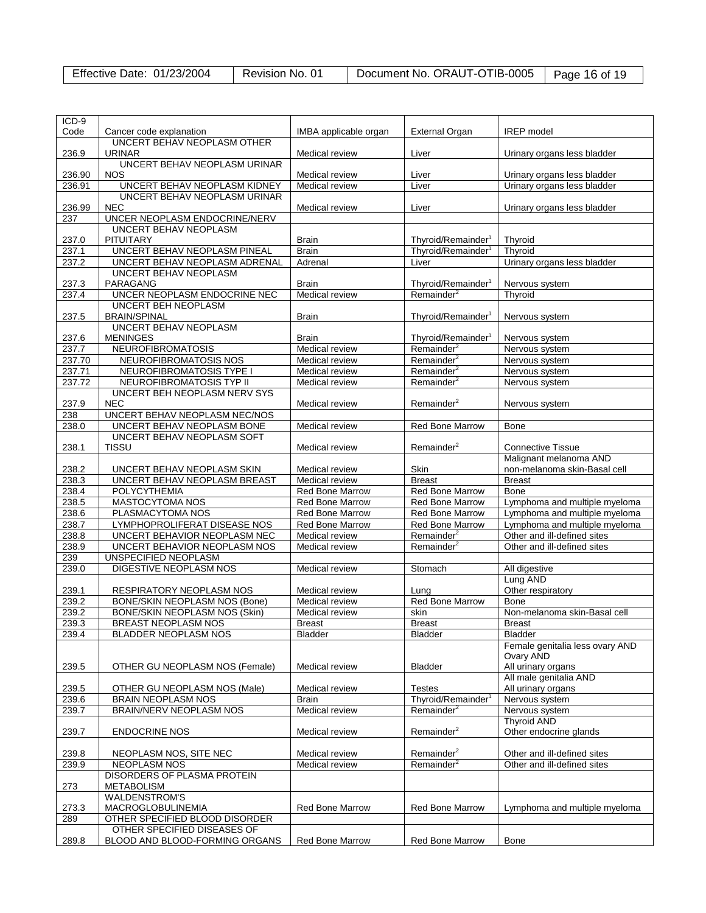| ICD-9 Code | Cancer code explanation | IMBA applicable organ | External Organ | IREP model |
|---|---|---|---|---|
| 236.9 | UNCERT BEHAV NEOPLASM OTHER URINAR | Medical review | Liver | Urinary organs less bladder |
| 236.90 | UNCERT BEHAV NEOPLASM URINAR NOS | Medical review | Liver | Urinary organs less bladder |
| 236.91 | UNCERT BEHAV NEOPLASM KIDNEY | Medical review | Liver | Urinary organs less bladder |
| 236.99 | UNCERT BEHAV NEOPLASM URINAR NEC | Medical review | Liver | Urinary organs less bladder |
| 237 | UNCER NEOPLASM ENDOCRINE/NERV | | | |
| 237.0 | UNCERT BEHAV NEOPLASM PITUITARY | Brain | Thyroid/Remainder[1] | Thyroid |
| 237.1 | UNCERT BEHAV NEOPLASM PINEAL | Brain | Thyroid/Remainder[1] | Thyroid |
| 237.2 | UNCERT BEHAV NEOPLASM ADRENAL | Adrenal | Liver | Urinary organs less bladder |
| 237.3 | UNCERT BEHAV NEOPLASM PARAGANG | Brain | Thyroid/Remainder[1] | Nervous system |
| 237.4 | UNCER NEOPLASM ENDOCRINE NEC | Medical review | Remainder[2] | Thyroid |
| 237.5 | UNCERT BEH NEOPLASM BRAIN/SPINAL | Brain | Thyroid/Remainder[1] | Nervous system |
| 237.6 | UNCERT BEHAV NEOPLASM MENINGES | Brain | Thyroid/Remainder[1] | Nervous system |
| 237.7 | NEUROFIBROMATOSIS | Medical review | Remainder[2] | Nervous system |
| 237.70 | NEUROFIBROMATOSIS NOS | Medical review | Remainder[2] | Nervous system |
| 237.71 | NEUROFIBROMATOSIS TYPE I | Medical review | Remainder[2] | Nervous system |
| 237.72 | NEUROFIBROMATOSIS TYP II | Medical review | Remainder[2] | Nervous system |
| 237.9 | UNCERT BEH NEOPLASM NERV SYS NEC | Medical review | Remainder[2] | Nervous system |
| 238 | UNCERT BEHAV NEOPLASM NEC/NOS | | | |
| 238.0 | UNCERT BEHAV NEOPLASM BONE | Medical review | Red Bone Marrow | Bone |
| 238.1 | UNCERT BEHAV NEOPLASM SOFT TISSU | Medical review | Remainder[2] | Connective Tissue |
| 238.2 | UNCERT BEHAV NEOPLASM SKIN | Medical review | Skin | Malignant melanoma AND non-melanoma skin-Basal cell |
| 238.3 | UNCERT BEHAV NEOPLASM BREAST | Medical review | Breast | Breast |
| 238.4 | POLYCYTHEMIA | Red Bone Marrow | Red Bone Marrow | Bone |
| 238.5 | MASTOCYTOMA NOS | Red Bone Marrow | Red Bone Marrow | Lymphoma and multiple myeloma |
| 238.6 | PLASMACYTOMA NOS | Red Bone Marrow | Red Bone Marrow | Lymphoma and multiple myeloma |
| 238.7 | LYMPHOPROLIFERAT DISEASE NOS | Red Bone Marrow | Red Bone Marrow | Lymphoma and multiple myeloma |
| 238.8 | UNCERT BEHAVIOR NEOPLASM NEC | Medical review | Remainder[2] | Other and ill-defined sites |
| 238.9 | UNCERT BEHAVIOR NEOPLASM NOS | Medical review | Remainder[2] | Other and ill-defined sites |
| 239 | UNSPECIFIED NEOPLASM | | | |
| 239.0 | DIGESTIVE NEOPLASM NOS | Medical review | Stomach | All digestive |
| 239.1 | RESPIRATORY NEOPLASM NOS | Medical review | Lung | Lung AND Other respiratory |
| 239.2 | BONE/SKIN NEOPLASM NOS (Bone) | Medical review | Red Bone Marrow | Bone |
| 239.2 | BONE/SKIN NEOPLASM NOS (Skin) | Medical review | skin | Non-melanoma skin-Basal cell |
| 239.3 | BREAST NEOPLASM NOS | Breast | Breast | Breast |
| 239.4 | BLADDER NEOPLASM NOS | Bladder | Bladder | Bladder |
| 239.5 | OTHER GU NEOPLASM NOS (Female) | Medical review | Bladder | Female genitalia less ovary AND Ovary AND All urinary organs |
| 239.5 | OTHER GU NEOPLASM NOS (Male) | Medical review | Testes | All male genitalia AND All urinary organs |
| 239.6 | BRAIN NEOPLASM NOS | Brain | Thyroid/Remainder[1] | Nervous system |
| 239.7 | BRAIN/NERV NEOPLASM NOS | Medical review | Remainder[2] | Nervous system |
| 239.7 | ENDOCRINE NOS | Medical review | Remainder[2] | Thyroid AND Other endocrine glands |
| 239.8 | NEOPLASM NOS, SITE NEC | Medical review | Remainder[2] | Other and ill-defined sites |
| 239.9 | NEOPLASM NOS | Medical review | Remainder[2] | Other and ill-defined sites |
| 273 | DISORDERS OF PLASMA PROTEIN METABOLISM | | | |
| 273.3 | WALDENSTROM'S MACROGLOBULINEMIA | Red Bone Marrow | Red Bone Marrow | Lymphoma and multiple myeloma |
| 289 | OTHER SPECIFIED BLOOD DISORDER | | | |
| 289.8 | OTHER SPECIFIED DISEASES OF BLOOD AND BLOOD-FORMING ORGANS | Red Bone Marrow | Red Bone Marrow | Bone |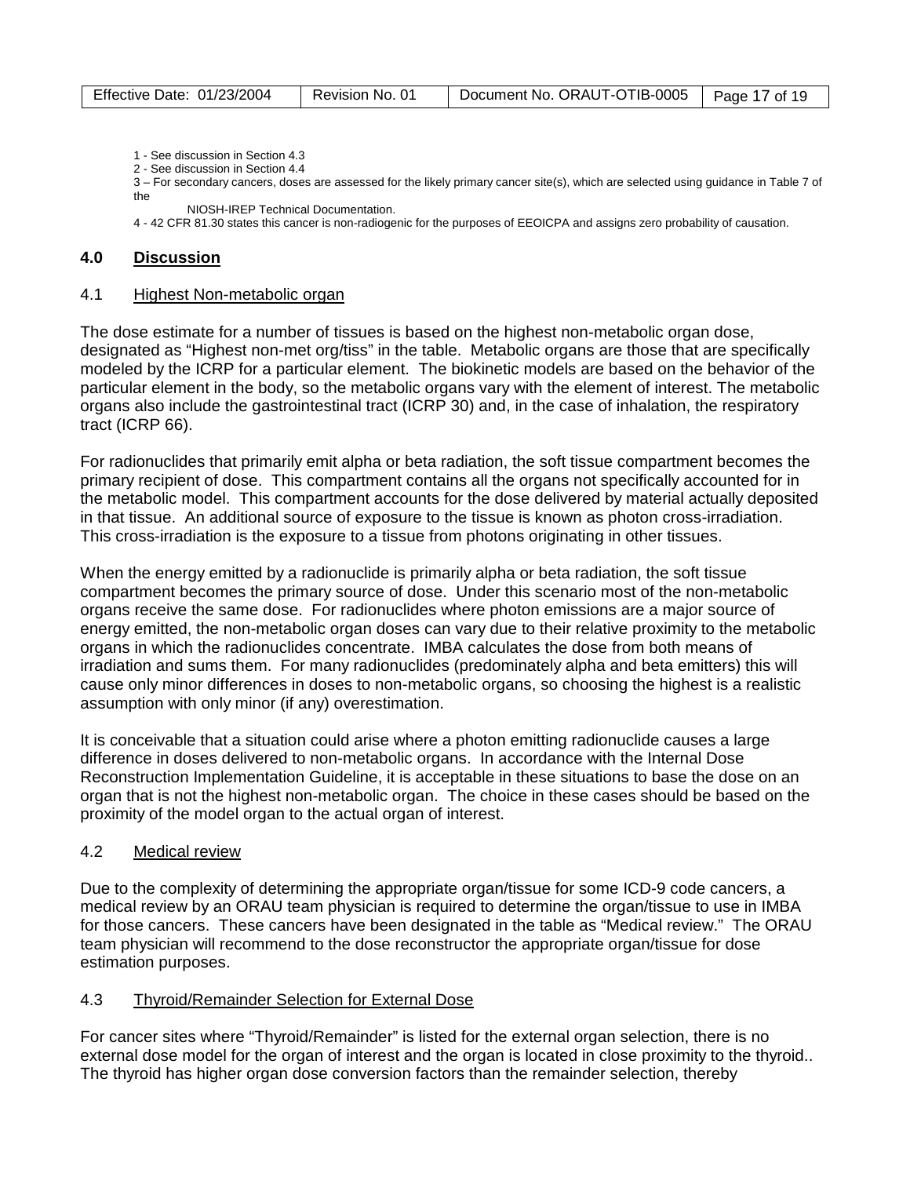1 - See discussion in Section 4.3
2 - See discussion in Section 4.4
3 – For secondary cancers, doses are assessed for the likely primary cancer site(s), which are selected using guidance in Table 7 of the NIOSH-IREP Technical Documentation.
4 - 42 CFR 81.30 states this cancer is non-radiogenic for the purposes of EEOICPA and assigns zero probability of causation.

## 4.0 Discussion

### 4.1 Highest Non-metabolic organ

The dose estimate for a number of tissues is based on the highest non-metabolic organ dose, designated as "Highest non-met org/tiss" in the table. Metabolic organs are those that are specifically modeled by the ICRP for a particular element. The biokinetic models are based on the behavior of the particular element in the body, so the metabolic organs vary with the element of interest. The metabolic organs also include the gastrointestinal tract (ICRP 30) and, in the case of inhalation, the respiratory tract (ICRP 66).

For radionuclides that primarily emit alpha or beta radiation, the soft tissue compartment becomes the primary recipient of dose. This compartment contains all the organs not specifically accounted for in the metabolic model. This compartment accounts for the dose delivered by material actually deposited in that tissue. An additional source of exposure to the tissue is known as photon cross-irradiation. This cross-irradiation is the exposure to a tissue from photons originating in other tissues.

When the energy emitted by a radionuclide is primarily alpha or beta radiation, the soft tissue compartment becomes the primary source of dose. Under this scenario most of the non-metabolic organs receive the same dose. For radionuclides where photon emissions are a major source of energy emitted, the non-metabolic organ doses can vary due to their relative proximity to the metabolic organs in which the radionuclides concentrate. IMBA calculates the dose from both means of irradiation and sums them. For many radionuclides (predominately alpha and beta emitters) this will cause only minor differences in doses to non-metabolic organs, so choosing the highest is a realistic assumption with only minor (if any) overestimation.

It is conceivable that a situation could arise where a photon emitting radionuclide causes a large difference in doses delivered to non-metabolic organs. In accordance with the Internal Dose Reconstruction Implementation Guideline, it is acceptable in these situations to base the dose on an organ that is not the highest non-metabolic organ. The choice in these cases should be based on the proximity of the model organ to the actual organ of interest.

### 4.2 Medical review

Due to the complexity of determining the appropriate organ/tissue for some ICD-9 code cancers, a medical review by an ORAU team physician is required to determine the organ/tissue to use in IMBA for those cancers. These cancers have been designated in the table as "Medical review." The ORAU team physician will recommend to the dose reconstructor the appropriate organ/tissue for dose estimation purposes.

### 4.3 Thyroid/Remainder Selection for External Dose

For cancer sites where "Thyroid/Remainder" is listed for the external organ selection, there is no external dose model for the organ of interest and the organ is located in close proximity to the thyroid.. The thyroid has higher organ dose conversion factors than the remainder selection, thereby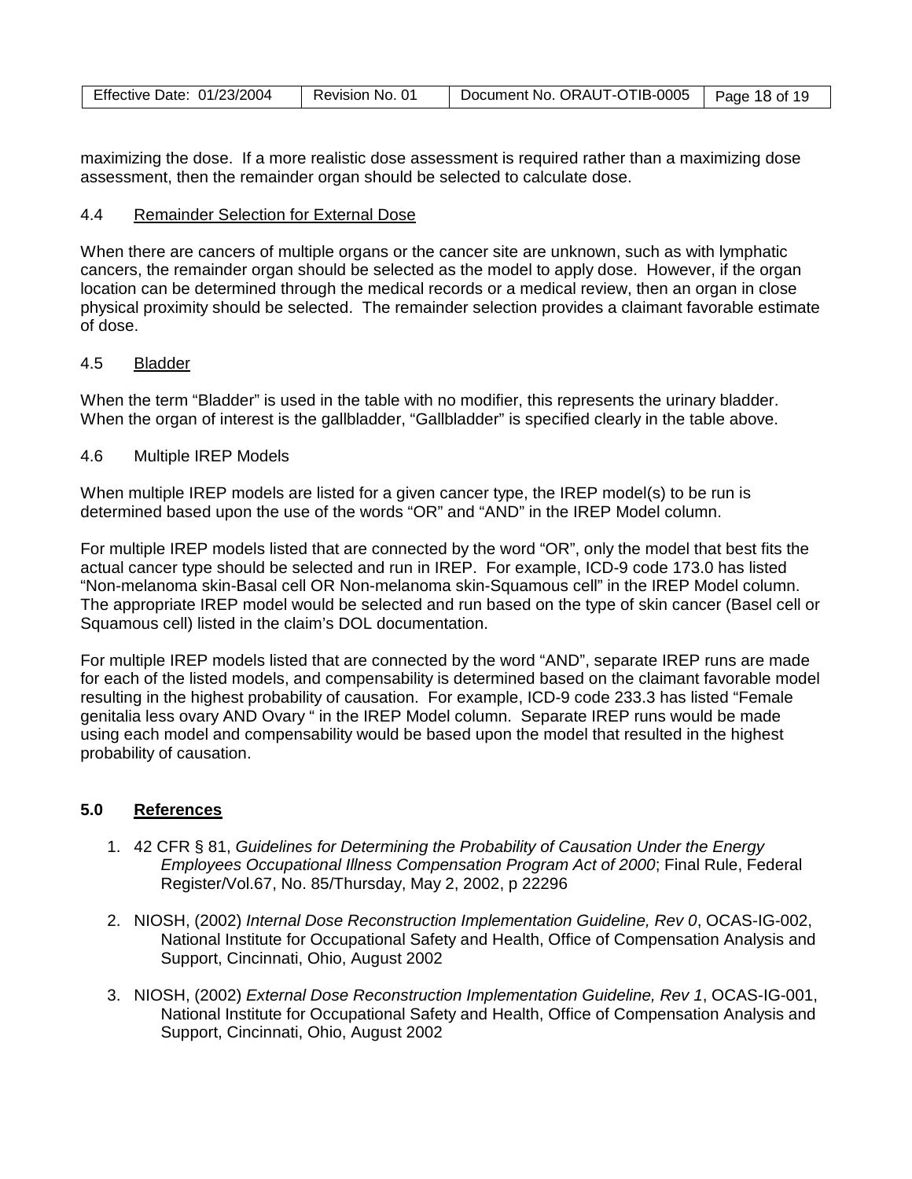maximizing the dose. If a more realistic dose assessment is required rather than a maximizing dose assessment, then the remainder organ should be selected to calculate dose.

### 4.4 Remainder Selection for External Dose

When there are cancers of multiple organs or the cancer site are unknown, such as with lymphatic cancers, the remainder organ should be selected as the model to apply dose. However, if the organ location can be determined through the medical records or a medical review, then an organ in close physical proximity should be selected. The remainder selection provides a claimant favorable estimate of dose.

### 4.5 Bladder

When the term "Bladder" is used in the table with no modifier, this represents the urinary bladder. When the organ of interest is the gallbladder, "Gallbladder" is specified clearly in the table above.

### 4.6 Multiple IREP Models

When multiple IREP models are listed for a given cancer type, the IREP model(s) to be run is determined based upon the use of the words "OR" and "AND" in the IREP Model column.

For multiple IREP models listed that are connected by the word "OR", only the model that best fits the actual cancer type should be selected and run in IREP. For example, ICD-9 code 173.0 has listed "Non-melanoma skin-Basal cell OR Non-melanoma skin-Squamous cell" in the IREP Model column. The appropriate IREP model would be selected and run based on the type of skin cancer (Basel cell or Squamous cell) listed in the claim's DOL documentation.

For multiple IREP models listed that are connected by the word "AND", separate IREP runs are made for each of the listed models, and compensability is determined based on the claimant favorable model resulting in the highest probability of causation. For example, ICD-9 code 233.3 has listed "Female genitalia less ovary AND Ovary " in the IREP Model column. Separate IREP runs would be made using each model and compensability would be based upon the model that resulted in the highest probability of causation.

## 5.0 References

1. 42 CFR § 81, *Guidelines for Determining the Probability of Causation Under the Energy Employees Occupational Illness Compensation Program Act of 2000*; Final Rule, Federal Register/Vol.67, No. 85/Thursday, May 2, 2002, p 22296
2. NIOSH, (2002) *Internal Dose Reconstruction Implementation Guideline, Rev 0*, OCAS-IG-002, National Institute for Occupational Safety and Health, Office of Compensation Analysis and Support, Cincinnati, Ohio, August 2002
3. NIOSH, (2002) *External Dose Reconstruction Implementation Guideline, Rev 1*, OCAS-IG-001, National Institute for Occupational Safety and Health, Office of Compensation Analysis and Support, Cincinnati, Ohio, August 2002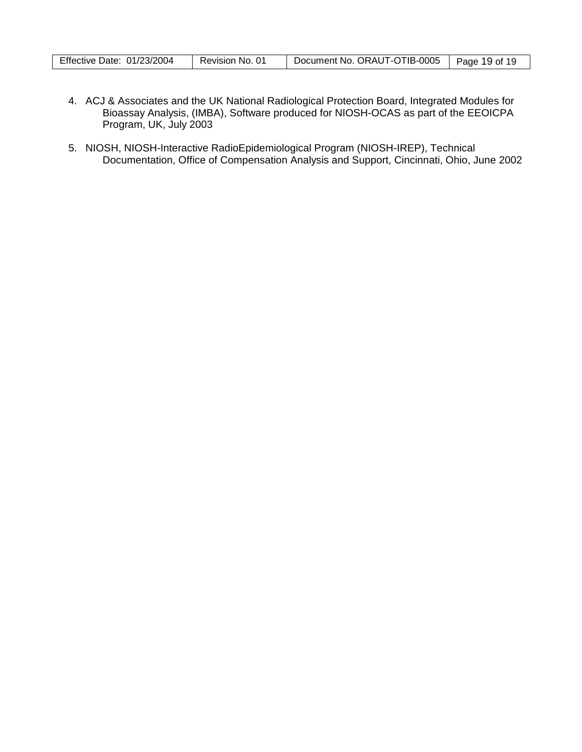4. ACJ & Associates and the UK National Radiological Protection Board, Integrated Modules for Bioassay Analysis, (IMBA), Software produced for NIOSH-OCAS as part of the EEOICPA Program, UK, July 2003

5. NIOSH, NIOSH-Interactive RadioEpidemiological Program (NIOSH-IREP), Technical Documentation, Office of Compensation Analysis and Support, Cincinnati, Ohio, June 2002